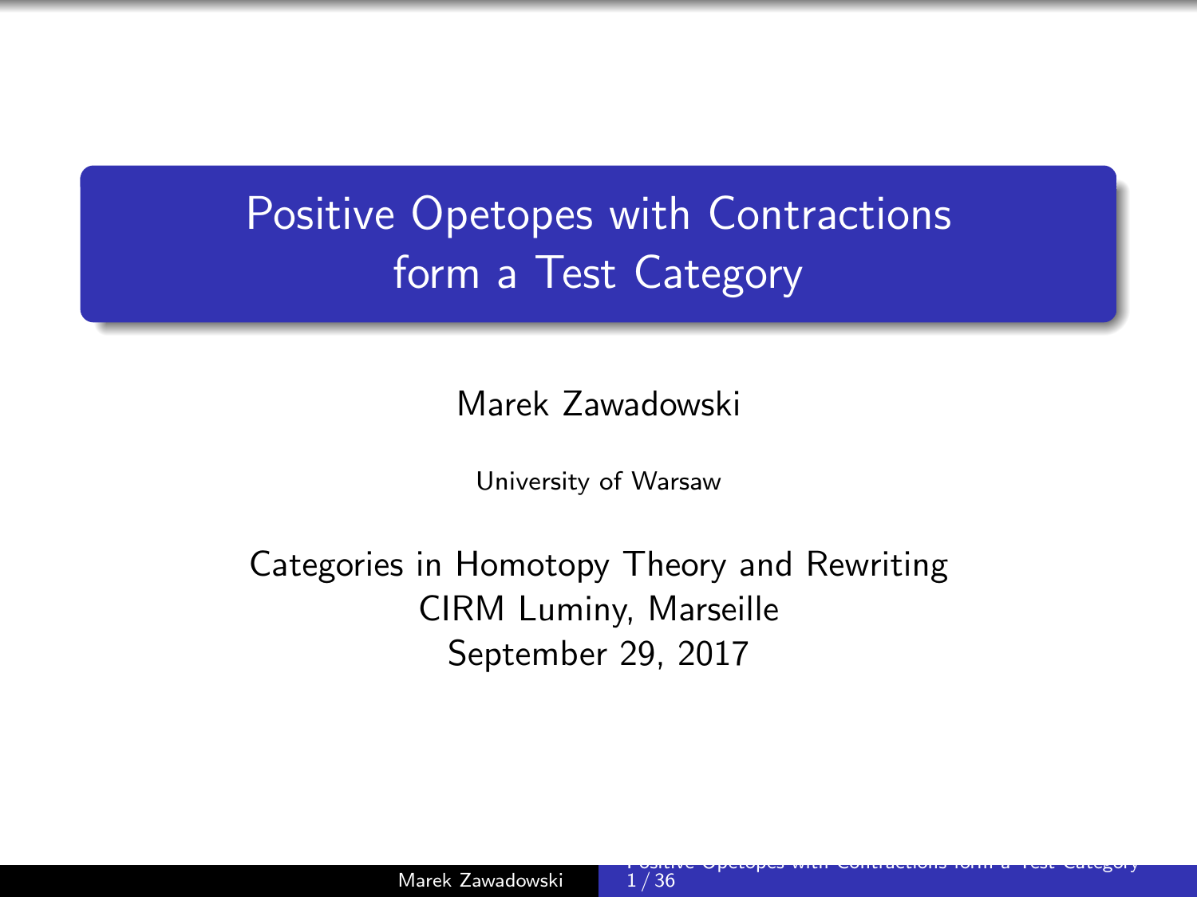# Positive Opetopes with Contractions form a Test Category

Marek Zawadowski

University of Warsaw

Categories in Homotopy Theory and Rewriting
CIRM Luminy, Marseille
September 29, 2017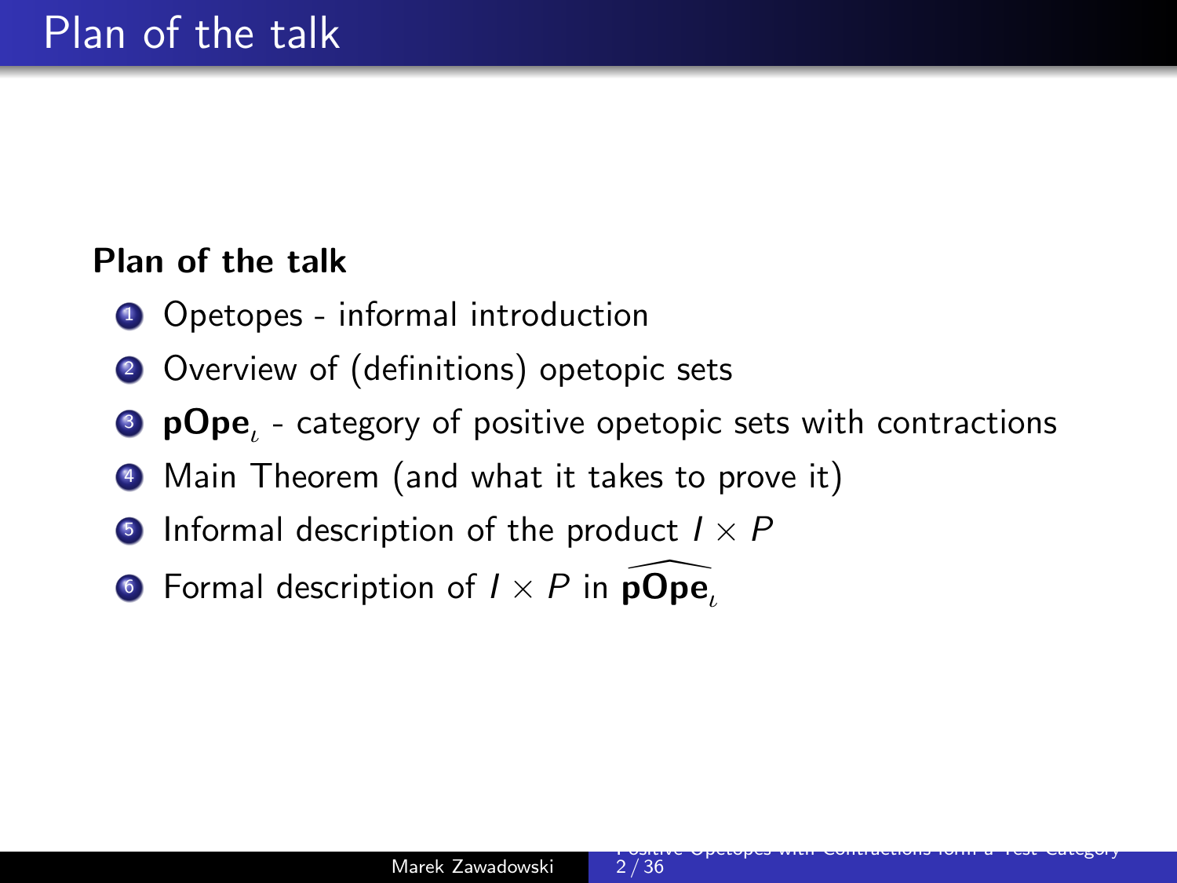# Plan of the talk

**Plan of the talk**

1. Opetopes - informal introduction
2. Overview of (definitions) opetopic sets
3. $\mathbf{pOpe}_\iota$ - category of positive opetopic sets with contractions
4. Main Theorem (and what it takes to prove it)
5. Informal description of the product $I \times P$
6. Formal description of $I \times P$ in $\widehat{\mathbf{pOpe}_\iota}$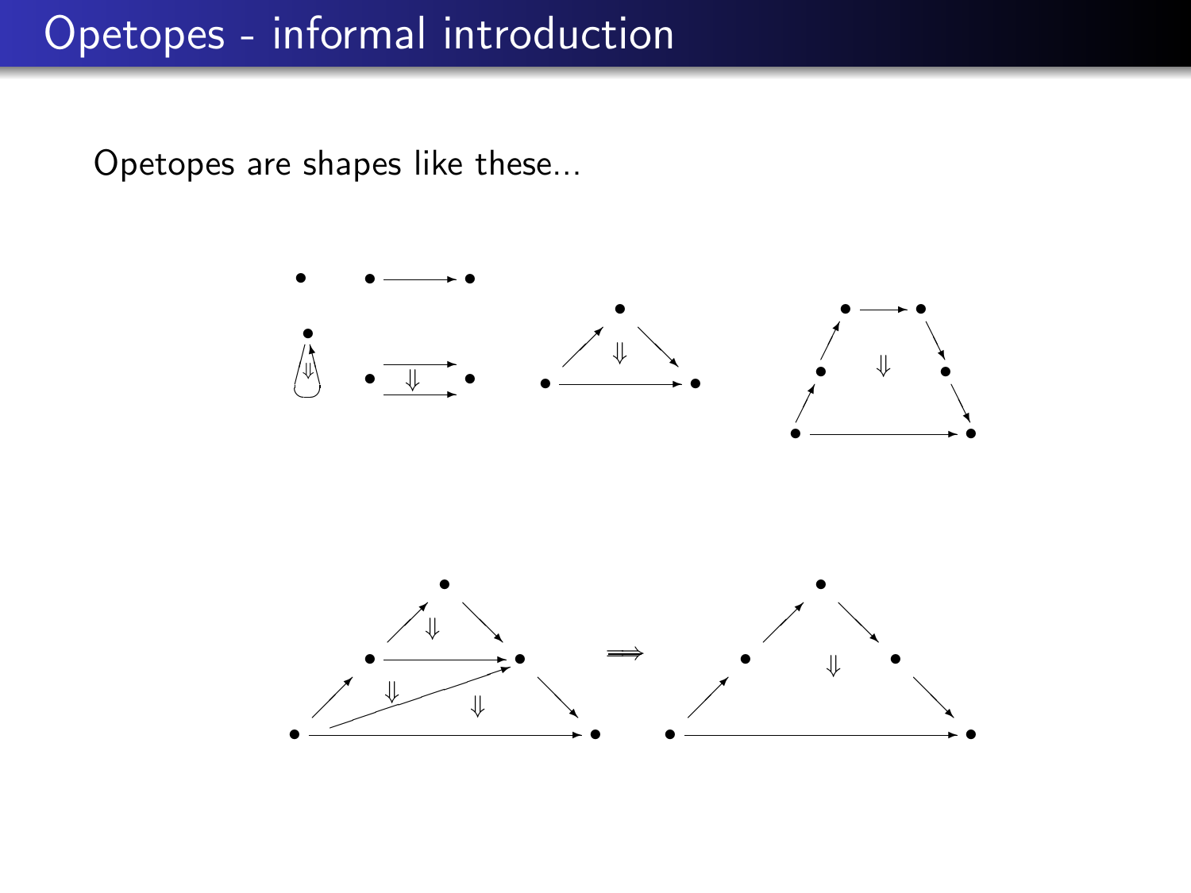# Opetopes - informal introduction

Opetopes are shapes like these...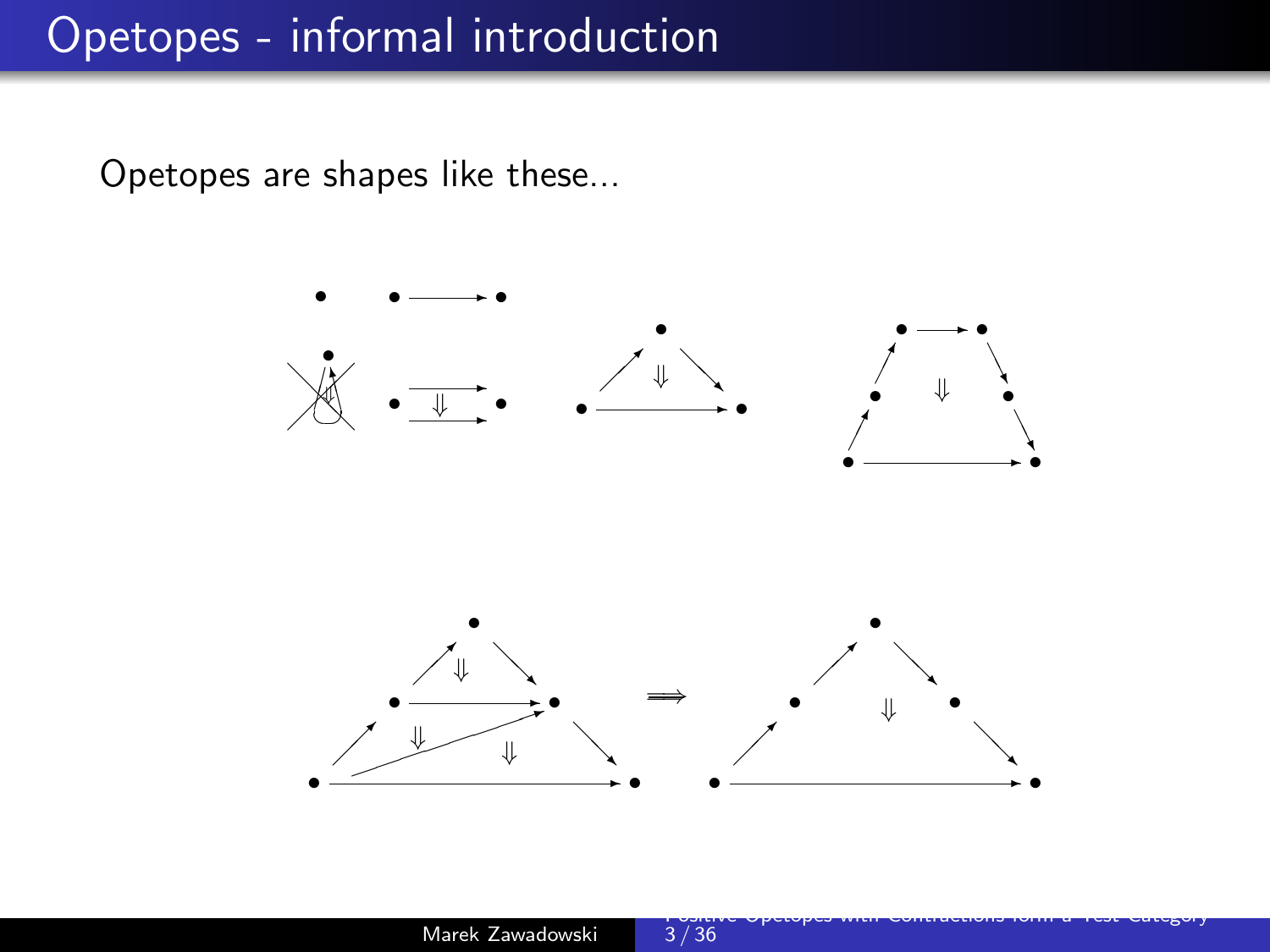# Opetopes - informal introduction

Opetopes are shapes like these...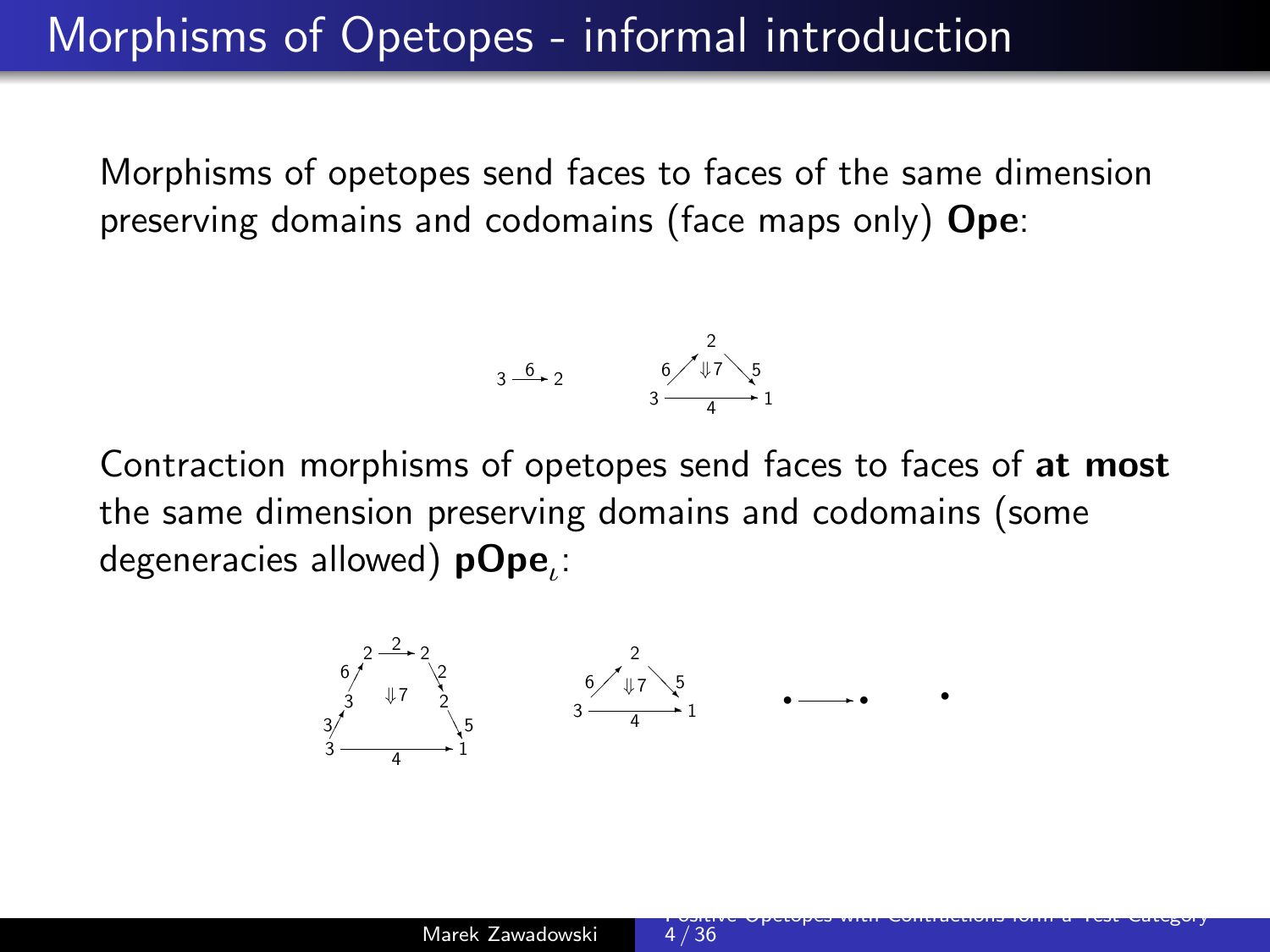# Morphisms of Opetopes - informal introduction

Morphisms of opetopes send faces to faces of the same dimension preserving domains and codomains (face maps only) **Ope**:

$$3 \xrightarrow{6} 2$$

Contraction morphisms of opetopes send faces to faces of **at most** the same dimension preserving domains and codomains (some degeneracies allowed) $\mathbf{pOpe}_\iota$: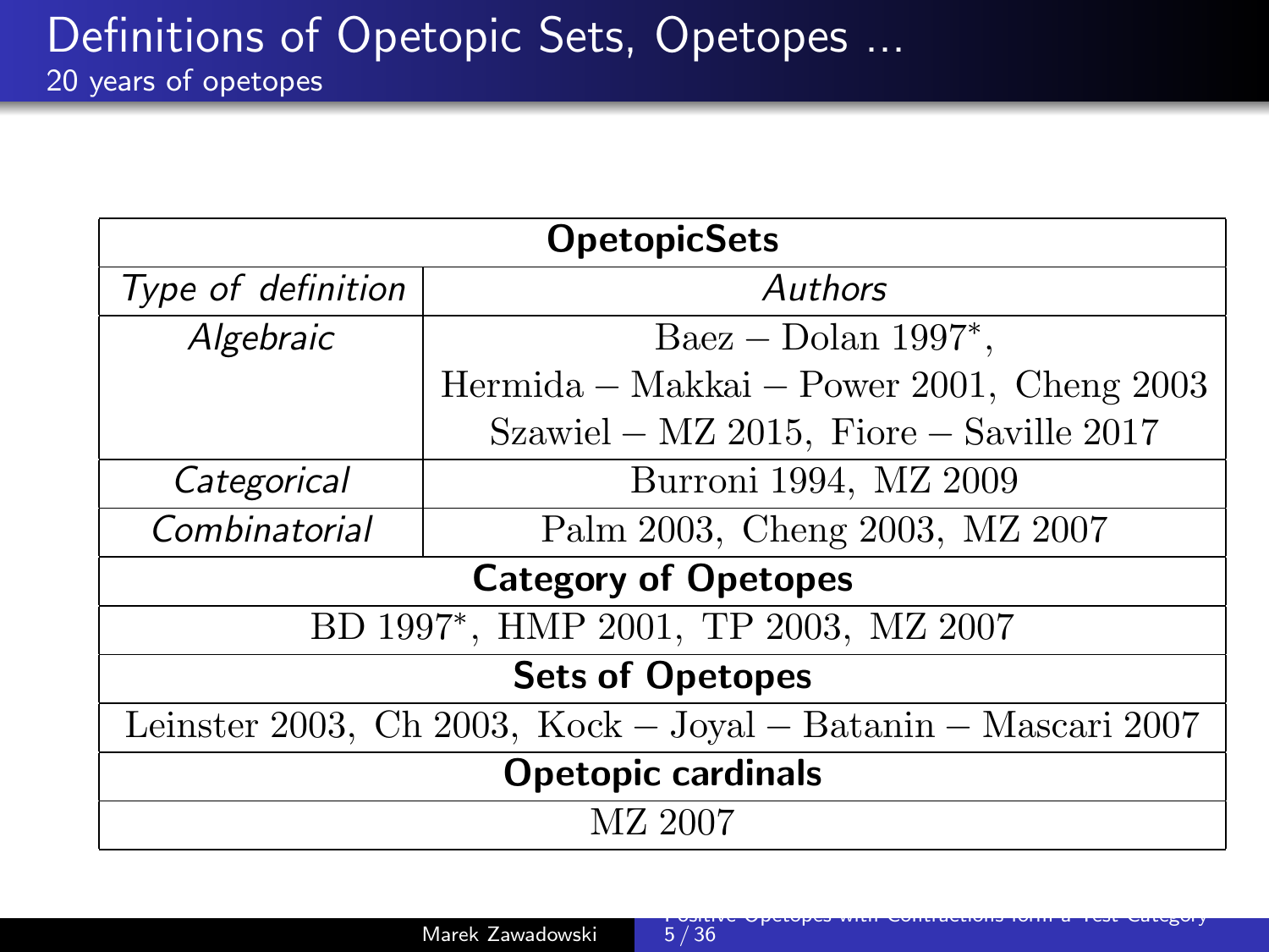# Definitions of Opetopic Sets, Opetopes ...

## 20 years of opetopes

| **OpetopicSets** | |
|---|---|
| *Type of definition* | *Authors* |
| *Algebraic* | Baez – Dolan 1997*, Hermida – Makkai – Power 2001, Cheng 2003, Szawiel – MZ 2015, Fiore – Saville 2017 |
| *Categorical* | Burroni 1994, MZ 2009 |
| *Combinatorial* | Palm 2003, Cheng 2003, MZ 2007 |
| **Category of Opetopes** | |
| BD 1997*, HMP 2001, TP 2003, MZ 2007 | |
| **Sets of Opetopes** | |
| Leinster 2003, Ch 2003, Kock – Joyal – Batanin – Mascari 2007 | |
| **Opetopic cardinals** | |
| MZ 2007 | |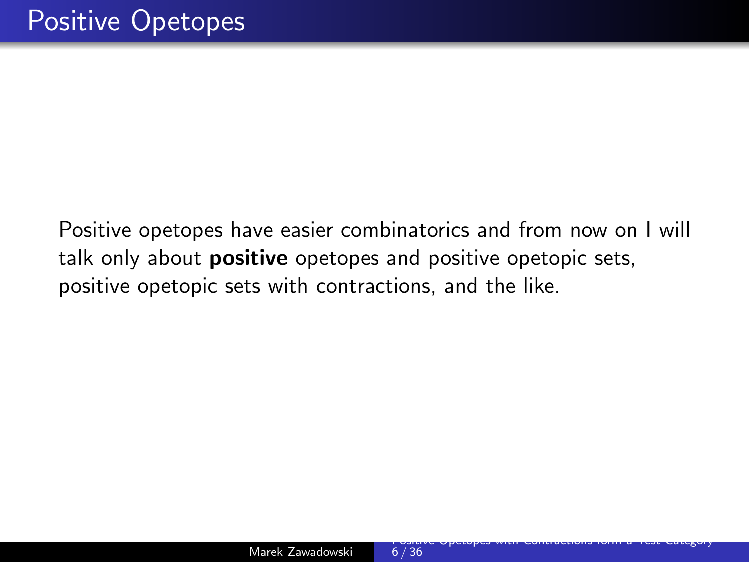# Positive Opetopes

Positive opetopes have easier combinatorics and from now on I will talk only about **positive** opetopes and positive opetopic sets, positive opetopic sets with contractions, and the like.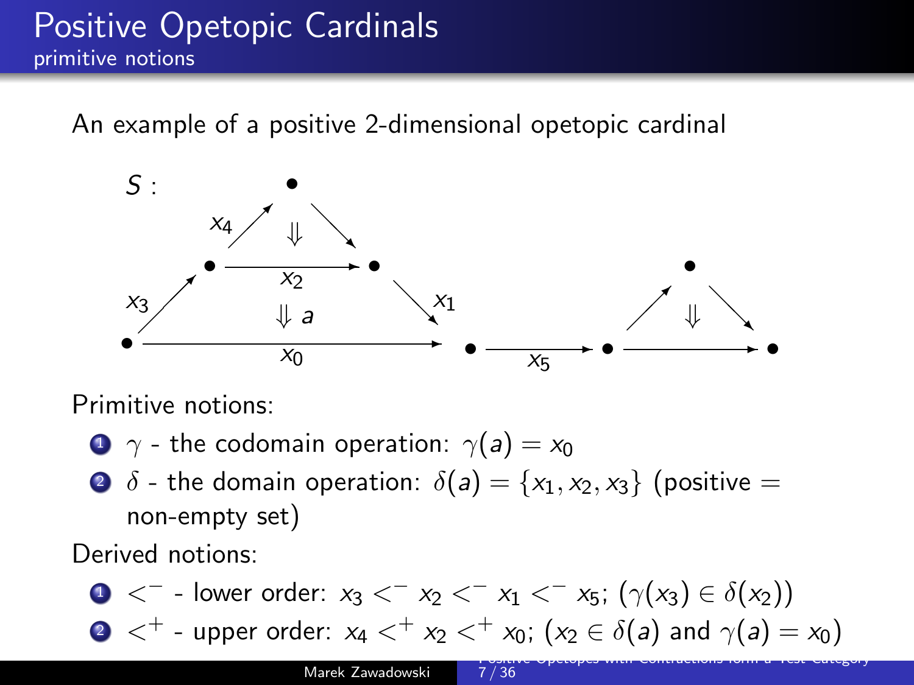# Positive Opetopic Cardinals

## primitive notions

An example of a positive 2-dimensional opetopic cardinal

$S$ :

Primitive notions:

1. $\gamma$ - the codomain operation: $\gamma(a) = x_0$
2. $\delta$ - the domain operation: $\delta(a) = \{x_1, x_2, x_3\}$ (positive = non-empty set)

Derived notions:

1. $<^-$ - lower order: $x_3 <^- x_2 <^- x_1 <^- x_5$; $(\gamma(x_3) \in \delta(x_2))$
2. $<^+$ - upper order: $x_4 <^+ x_2 <^+ x_0$; $(x_2 \in \delta(a)$ and $\gamma(a) = x_0)$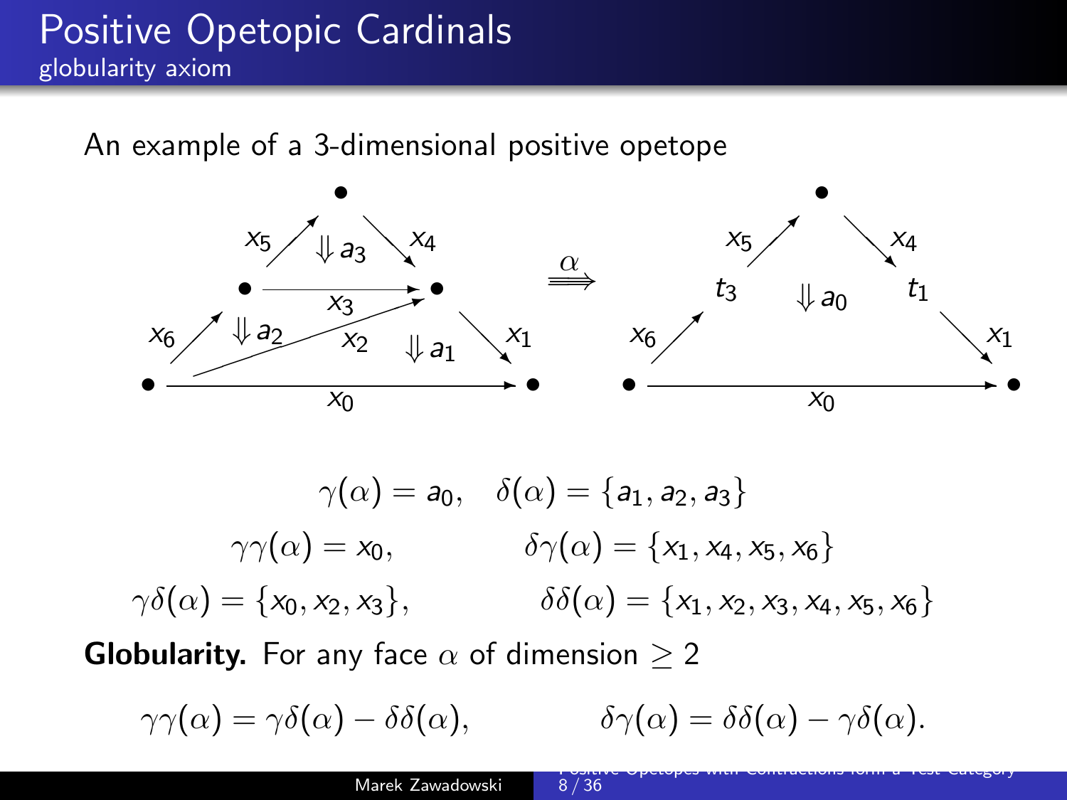# Positive Opetopic Cardinals

## globularity axiom

An example of a 3-dimensional positive opetope

$$\gamma(\alpha) = a_0, \quad \delta(\alpha) = \{a_1, a_2, a_3\}$$

$$\gamma\gamma(\alpha) = x_0, \qquad \delta\gamma(\alpha) = \{x_1, x_4, x_5, x_6\}$$

$$\gamma\delta(\alpha) = \{x_0, x_2, x_3\}, \qquad \delta\delta(\alpha) = \{x_1, x_2, x_3, x_4, x_5, x_6\}$$

**Globularity.** For any face $\alpha$ of dimension $\geq 2$

$$\gamma\gamma(\alpha) = \gamma\delta(\alpha) - \delta\delta(\alpha), \qquad \delta\gamma(\alpha) = \delta\delta(\alpha) - \gamma\delta(\alpha).$$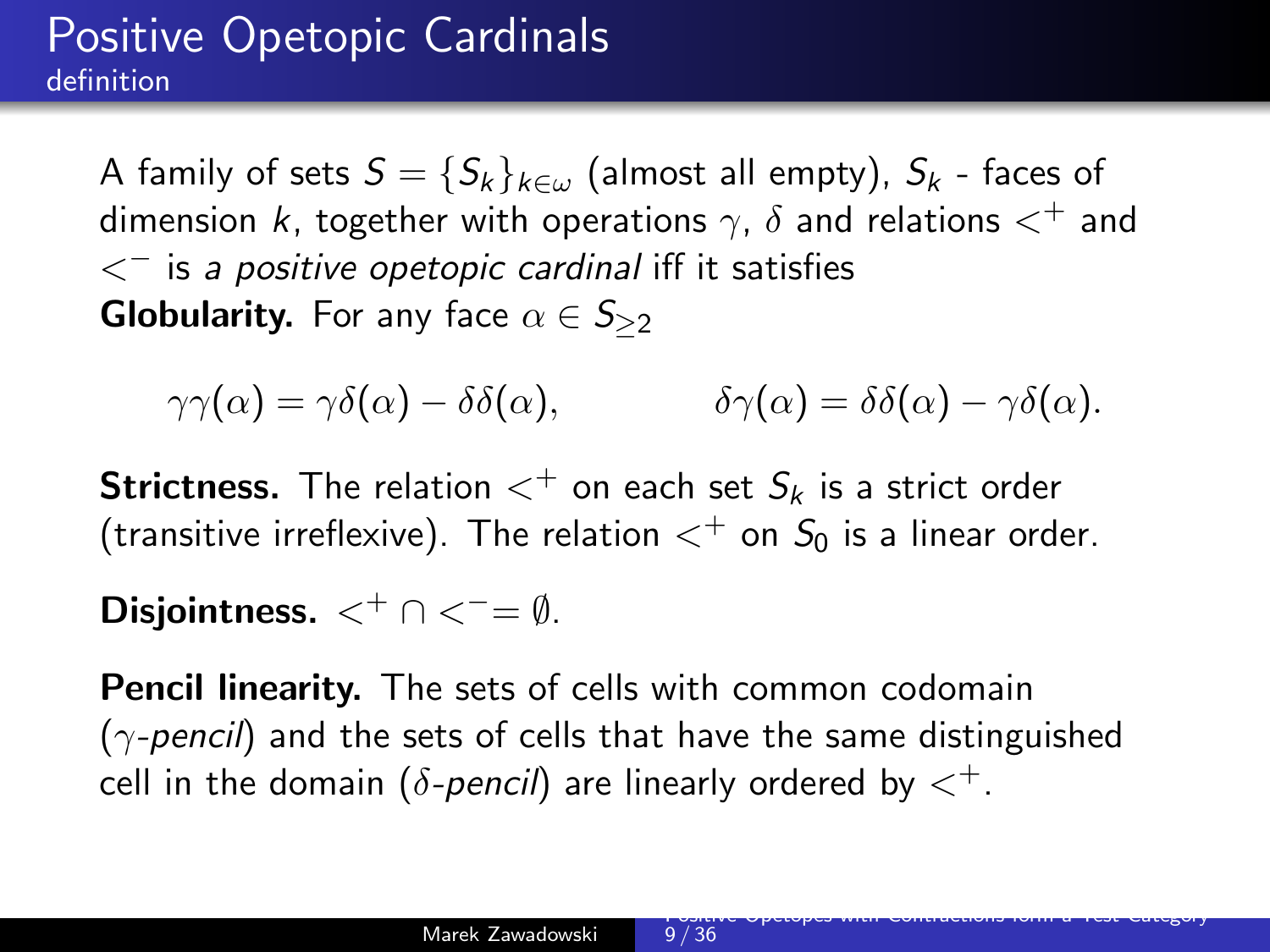# Positive Opetopic Cardinals

## definition

A family of sets $S = \{S_k\}_{k \in \omega}$ (almost all empty), $S_k$ - faces of dimension $k$, together with operations $\gamma$, $\delta$ and relations $<^+$ and $<^-$ is *a positive opetopic cardinal* iff it satisfies

**Globularity.** For any face $\alpha \in S_{\geq 2}$

$$\gamma\gamma(\alpha) = \gamma\delta(\alpha) - \delta\delta(\alpha), \qquad \delta\gamma(\alpha) = \delta\delta(\alpha) - \gamma\delta(\alpha).$$

**Strictness.** The relation $<^+$ on each set $S_k$ is a strict order (transitive irreflexive). The relation $<^+$ on $S_0$ is a linear order.

**Disjointness.** $<^+ \cap <^- = \emptyset$.

**Pencil linearity.** The sets of cells with common codomain ($\gamma$-*pencil*) and the sets of cells that have the same distinguished cell in the domain ($\delta$-*pencil*) are linearly ordered by $<^+$.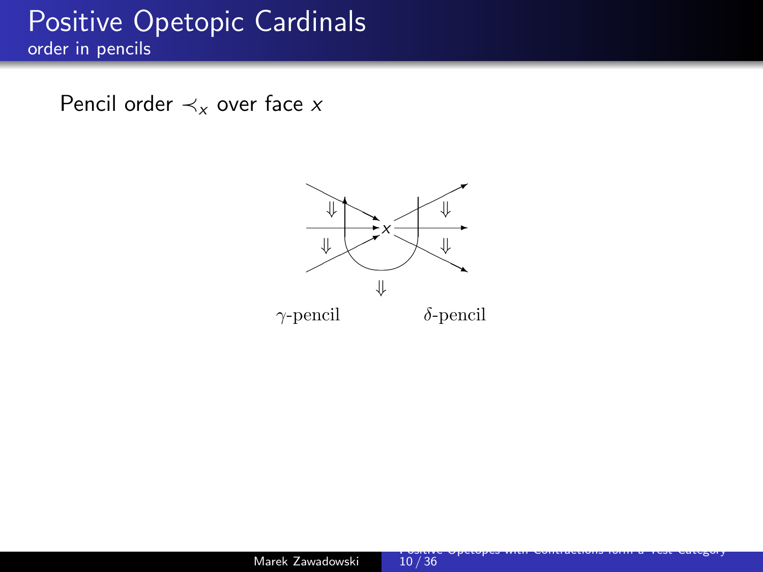# Positive Opetopic Cardinals

## order in pencils

Pencil order $\prec_x$ over face $x$

$\gamma$-pencil $\qquad\qquad$ $\delta$-pencil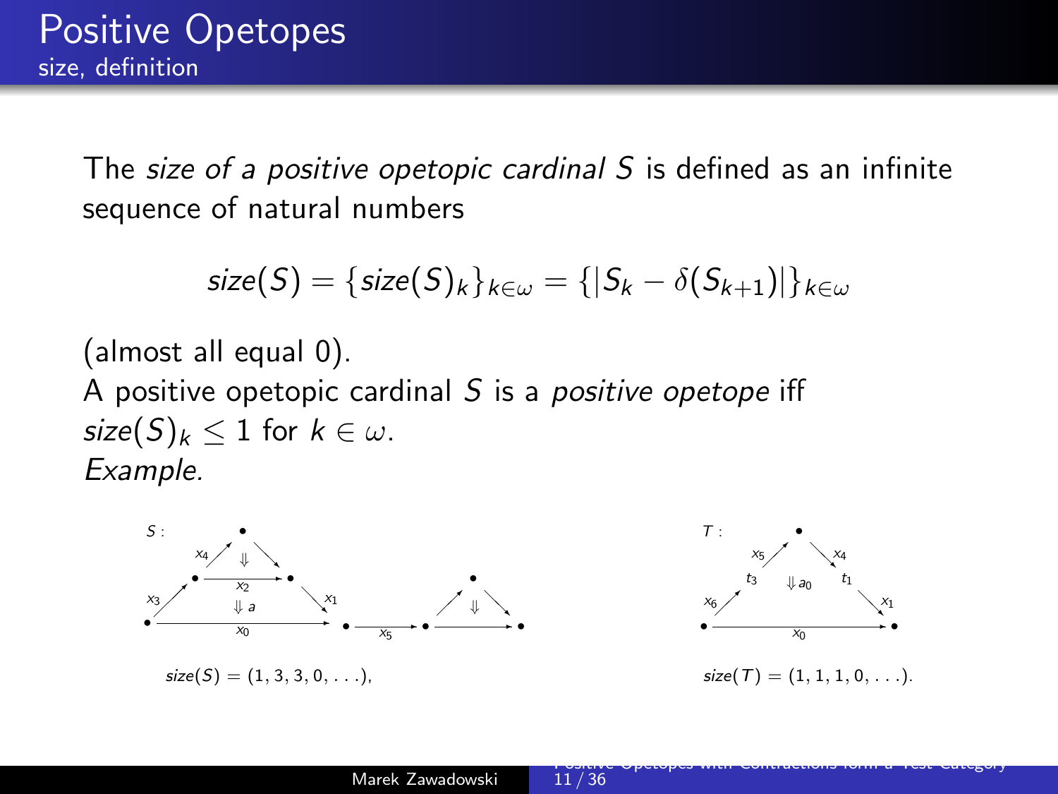# Positive Opetopes

## size, definition

The *size of a positive opetopic cardinal S* is defined as an infinite sequence of natural numbers

$$size(S) = \{size(S)_k\}_{k\in\omega} = \{|S_k - \delta(S_{k+1})|\}_{k\in\omega}$$

(almost all equal 0).

A positive opetopic cardinal $S$ is a *positive opetope* iff $size(S)_k \leq 1$ for $k \in \omega$.

*Example.*

$size(S) = (1, 3, 3, 0, \ldots)$,

$size(T) = (1, 1, 1, 0, \ldots)$.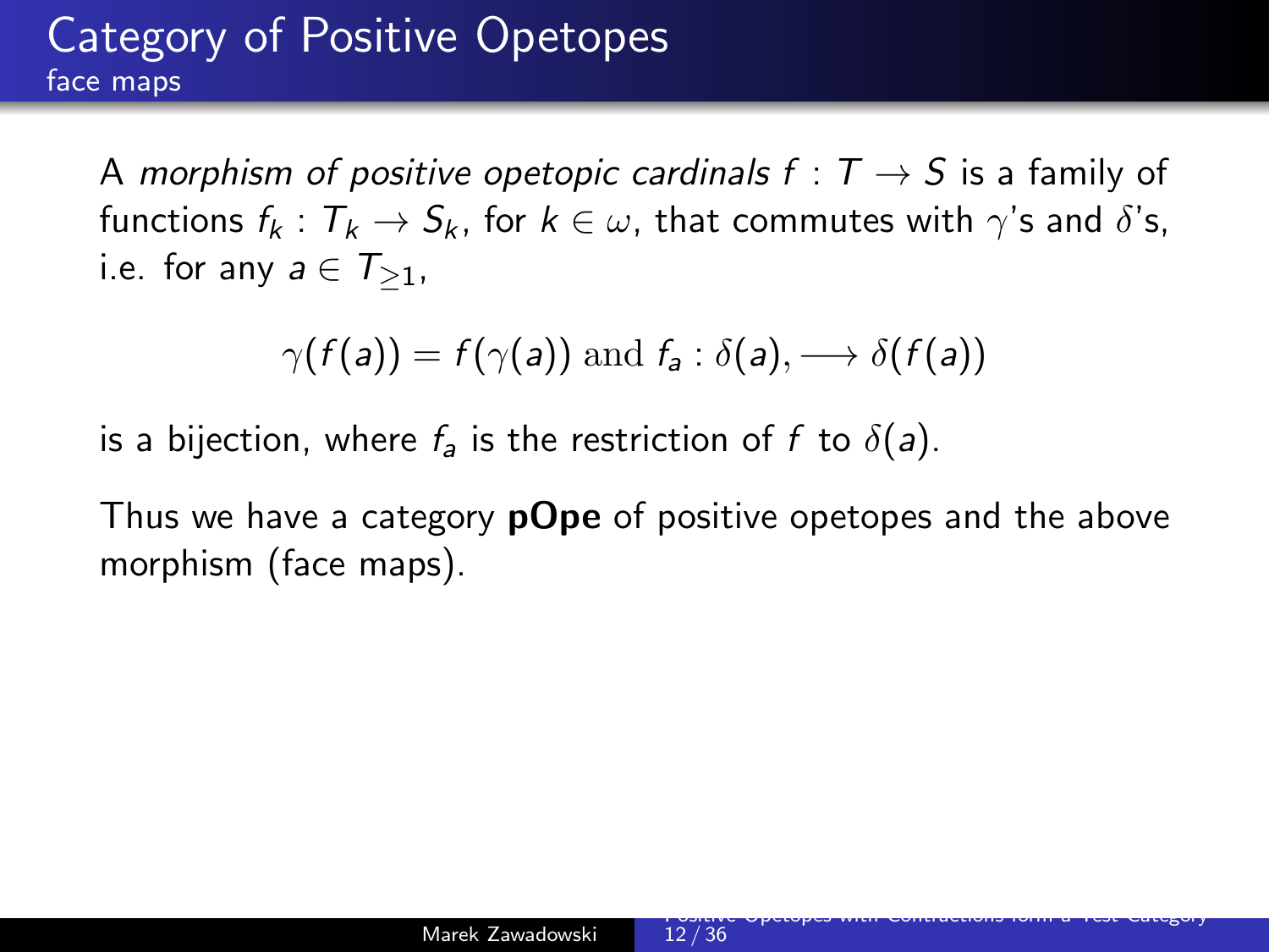# Category of Positive Opetopes
## face maps

A *morphism of positive opetopic cardinals* $f : T \to S$ is a family of functions $f_k : T_k \to S_k$, for $k \in \omega$, that commutes with $\gamma$'s and $\delta$'s, i.e. for any $a \in T_{\geq 1}$,

$$\gamma(f(a)) = f(\gamma(a)) \text{ and } f_a : \delta(a), \longrightarrow \delta(f(a))$$

is a bijection, where $f_a$ is the restriction of $f$ to $\delta(a)$.

Thus we have a category **pOpe** of positive opetopes and the above morphism (face maps).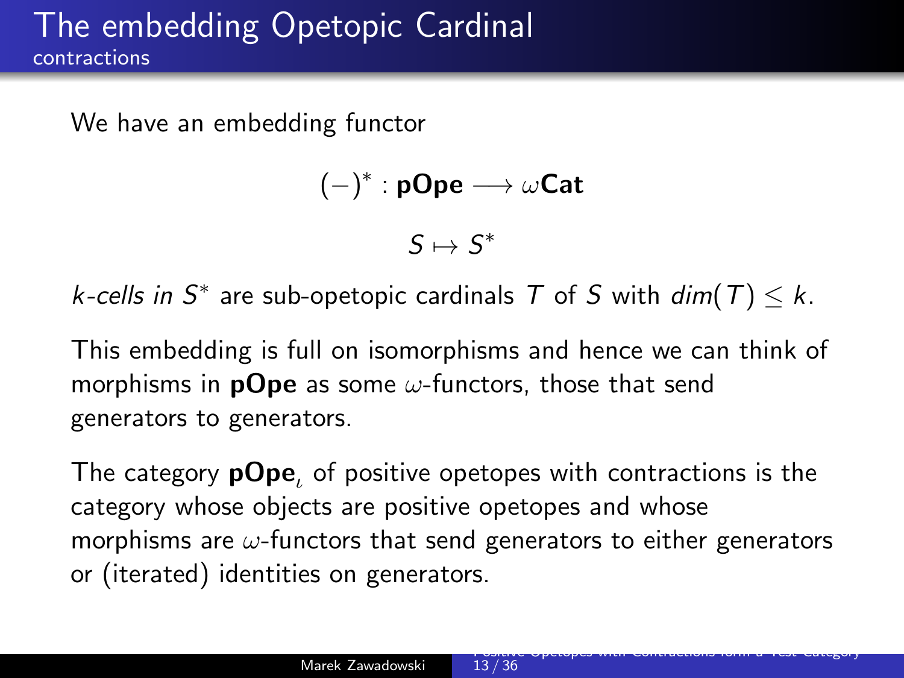# The embedding Opetopic Cardinal

## contractions

We have an embedding functor

$$(-)^* : \mathbf{pOpe} \longrightarrow \omega\mathbf{Cat}$$

$$S \mapsto S^*$$

*k-cells in* $S^*$ are sub-opetopic cardinals $T$ of $S$ with $dim(T) \leq k$.

This embedding is full on isomorphisms and hence we can think of morphisms in **pOpe** as some $\omega$-functors, those that send generators to generators.

The category $\mathbf{pOpe}_\iota$ of positive opetopes with contractions is the category whose objects are positive opetopes and whose morphisms are $\omega$-functors that send generators to either generators or (iterated) identities on generators.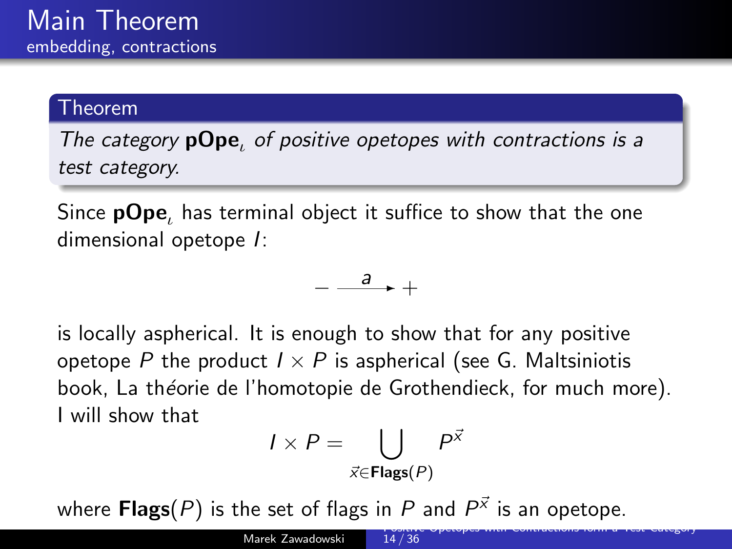# Main Theorem

## embedding, contractions

**Theorem**

*The category* $\mathbf{pOpe}_\iota$ *of positive opetopes with contractions is a test category.*

Since $\mathbf{pOpe}_\iota$ has terminal object it suffice to show that the one dimensional opetope $I$:

$$- \xrightarrow{\ a\ } +$$

is locally aspherical. It is enough to show that for any positive opetope $P$ the product $I \times P$ is aspherical (see G. Maltsiniotis book, La théorie de l'homotopie de Grothendieck, for much more). I will show that

$$I \times P = \bigcup_{\vec{x} \in \mathbf{Flags}(P)} P^{\vec{x}}$$

where $\mathbf{Flags}(P)$ is the set of flags in $P$ and $P^{\vec{x}}$ is an opetope.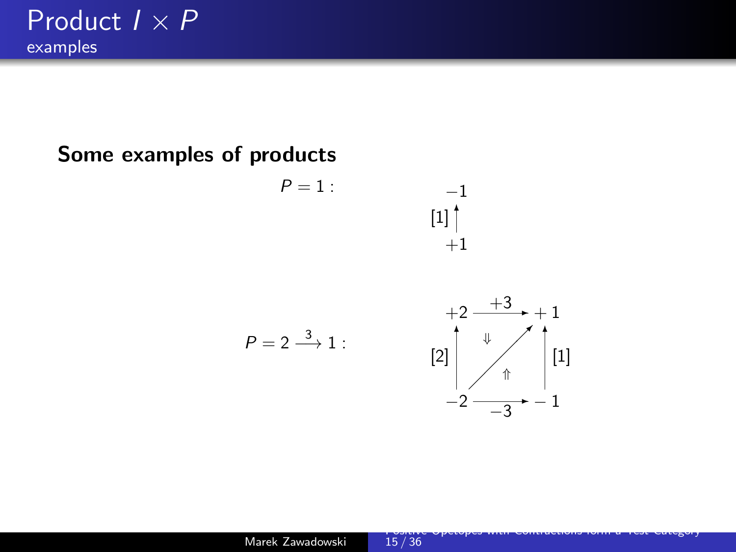# Product $I \times P$

## examples

**Some examples of products**

$P = 1$ :

$$\begin{array}{c} -1 \\ {\scriptstyle [1]} \uparrow \\ +1 \end{array}$$

$P = 2 \xrightarrow{3} 1$ :

$$\begin{array}{ccc} +2 & \xrightarrow{+3} & +1 \\ {\scriptstyle [2]} \uparrow & \Downarrow \nearrow \Uparrow & \uparrow {\scriptstyle [1]} \\ -2 & \xrightarrow[-3]{} & -1 \end{array}$$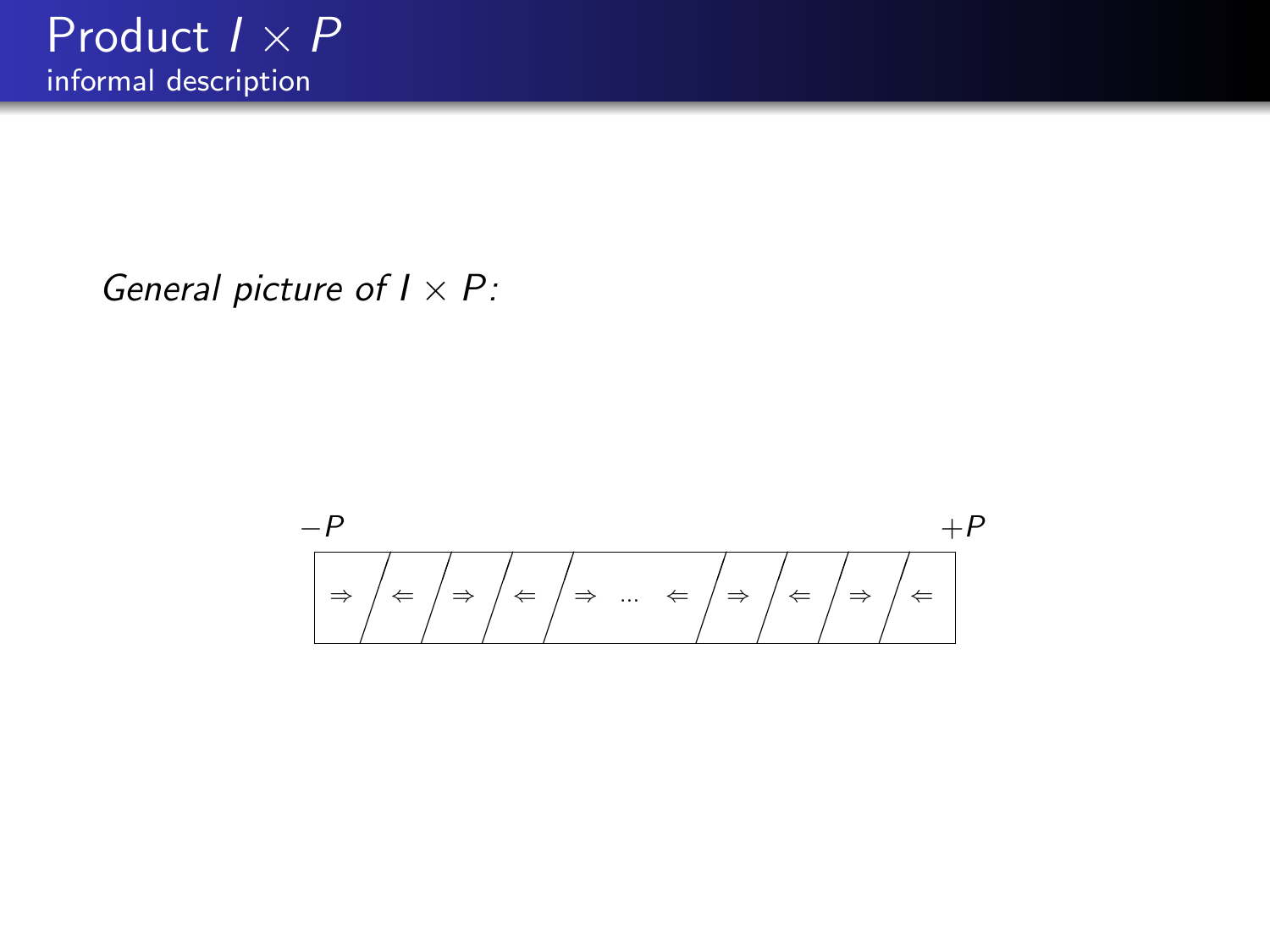# Product $I \times P$

## informal description

*General picture of $I \times P$:*

$-P$ $\qquad$ $+P$

$\Rightarrow$ / $\Leftarrow$ / $\Rightarrow$ / $\Leftarrow$ / $\Rightarrow$ ... $\Leftarrow$ / $\Rightarrow$ / $\Leftarrow$ / $\Rightarrow$ / $\Leftarrow$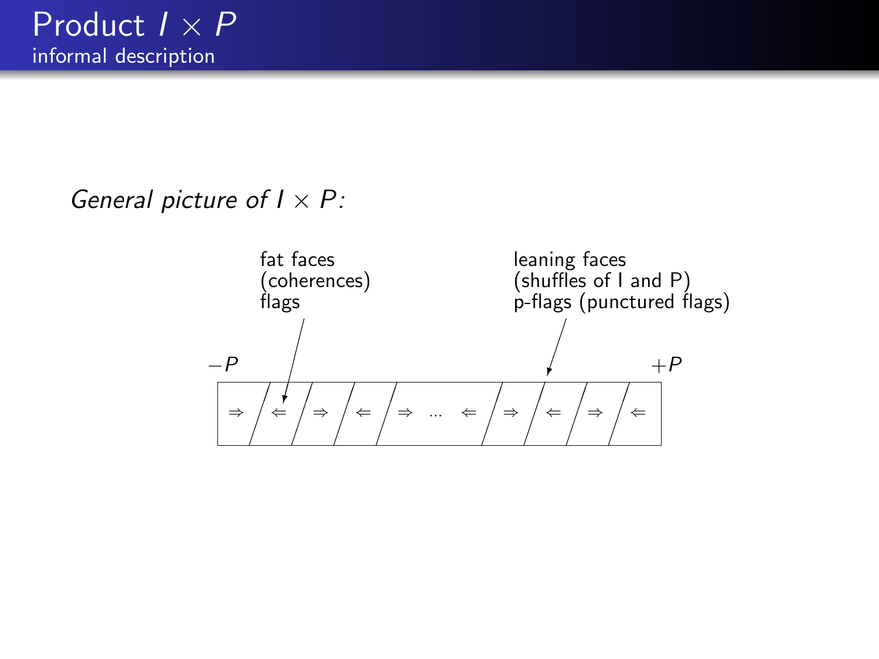# Product $I \times P$

## informal description

*General picture of $I \times P$:*

fat faces
(coherences)
flags

leaning faces
(shuffles of I and P)
p-flags (punctured flags)

$-P$

$+P$

$\Rightarrow$ $\Leftarrow$ $\Rightarrow$ $\Leftarrow$ $\Rightarrow$ ... $\Leftarrow$ $\Rightarrow$ $\Leftarrow$ $\Rightarrow$ $\Leftarrow$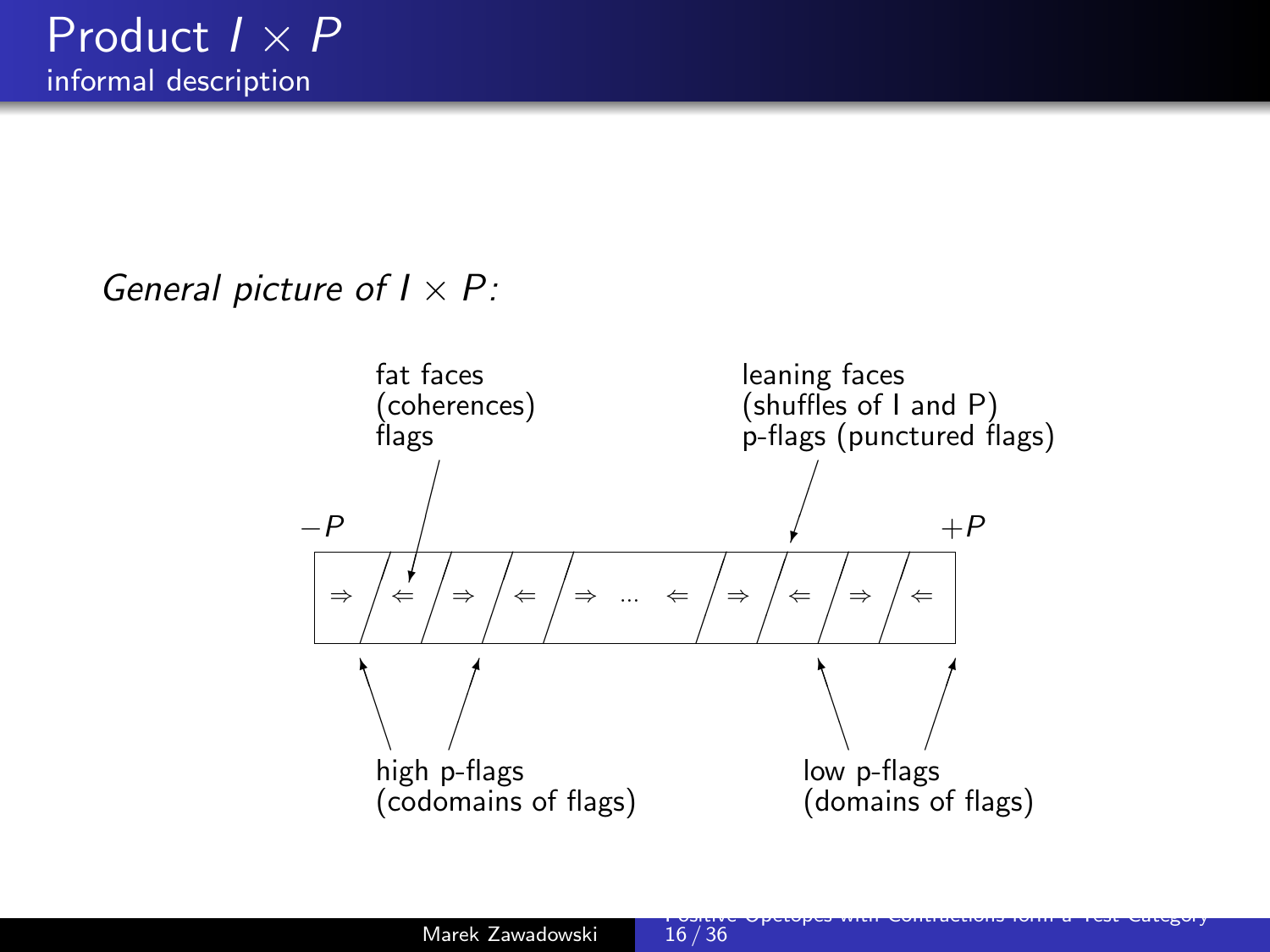# Product $I \times P$

## informal description

*General picture of $I \times P$:*

$-P$ $\qquad$ $+P$

$\Rightarrow$ / $\Leftarrow$ / $\Rightarrow$ / $\Leftarrow$ / $\Rightarrow$ ... $\Leftarrow$ / $\Rightarrow$ / $\Leftarrow$ / $\Rightarrow$ / $\Leftarrow$

fat faces
(coherences)
flags

leaning faces
(shuffles of I and P)
p-flags (punctured flags)

high p-flags
(codomains of flags)

low p-flags
(domains of flags)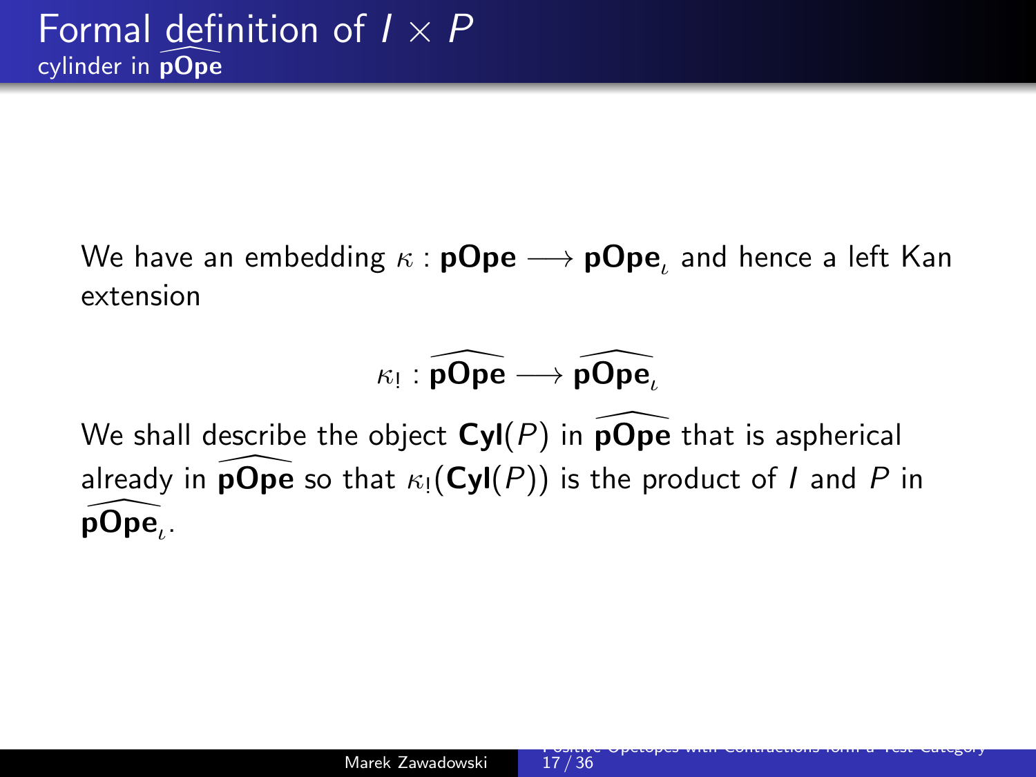# Formal definition of $I \times P$

## cylinder in $\widehat{\mathbf{pOpe}}$

We have an embedding $\kappa : \mathbf{pOpe} \longrightarrow \mathbf{pOpe}_\iota$ and hence a left Kan extension

$$\kappa_! : \widehat{\mathbf{pOpe}} \longrightarrow \widehat{\mathbf{pOpe}_\iota}$$

We shall describe the object $\mathbf{Cyl}(P)$ in $\widehat{\mathbf{pOpe}}$ that is aspherical already in $\widehat{\mathbf{pOpe}}$ so that $\kappa_!(\mathbf{Cyl}(P))$ is the product of $I$ and $P$ in $\widehat{\mathbf{pOpe}_\iota}$.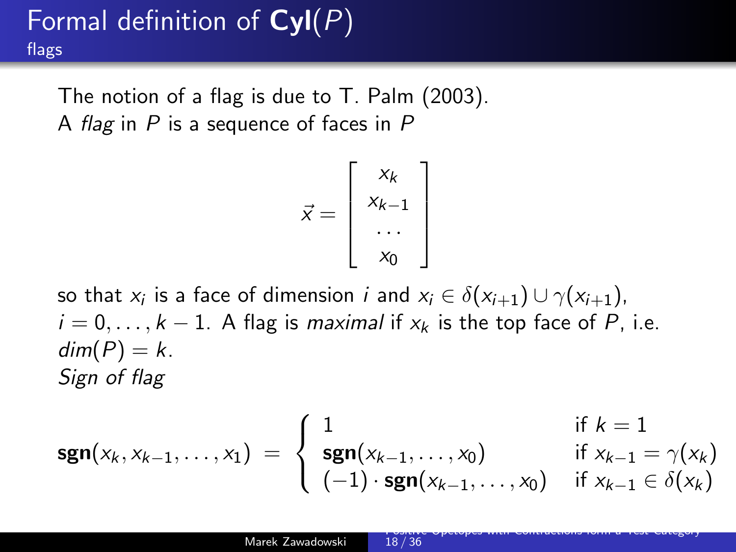# Formal definition of **Cyl**($P$)

## flags

The notion of a flag is due to T. Palm (2003).
A *flag* in $P$ is a sequence of faces in $P$

$$\vec{x} = \left[ \begin{array}{c} x_k \\ x_{k-1} \\ \dots \\ x_0 \end{array} \right]$$

so that $x_i$ is a face of dimension $i$ and $x_i \in \delta(x_{i+1}) \cup \gamma(x_{i+1})$, $i = 0, \dots, k-1$. A flag is *maximal* if $x_k$ is the top face of $P$, i.e. $dim(P) = k$.

*Sign of flag*

$$\mathbf{sgn}(x_k, x_{k-1}, \dots, x_1) \; = \; \begin{cases} 1 & \text{if } k = 1 \\ \mathbf{sgn}(x_{k-1}, \dots, x_0) & \text{if } x_{k-1} = \gamma(x_k) \\ (-1) \cdot \mathbf{sgn}(x_{k-1}, \dots, x_0) & \text{if } x_{k-1} \in \delta(x_k) \end{cases}$$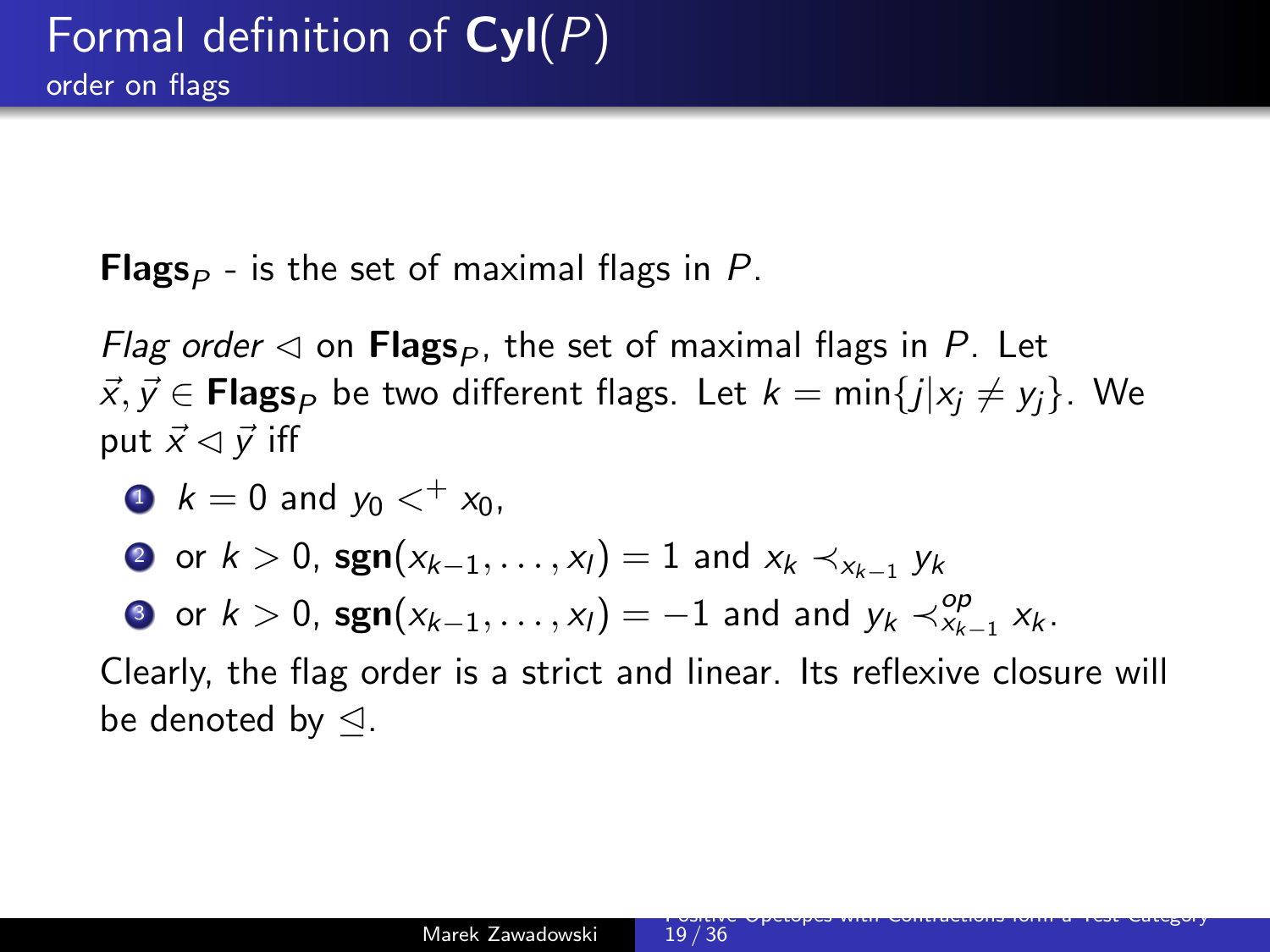# Formal definition of **Cyl**($P$)

## order on flags

**Flags**$_P$ - is the set of maximal flags in $P$.

*Flag order* $\lhd$ on **Flags**$_P$, the set of maximal flags in $P$. Let $\vec{x}, \vec{y} \in$ **Flags**$_P$ be two different flags. Let $k = \min\{j | x_j \neq y_j\}$. We put $\vec{x} \lhd \vec{y}$ iff

1. $k = 0$ and $y_0 <^+ x_0$,
2. or $k > 0$, $\mathbf{sgn}(x_{k-1}, \ldots, x_l) = 1$ and $x_k \prec_{x_{k-1}} y_k$
3. or $k > 0$, $\mathbf{sgn}(x_{k-1}, \ldots, x_l) = -1$ and and $y_k \prec^{op}_{x_{k-1}} x_k$.

Clearly, the flag order is a strict and linear. Its reflexive closure will be denoted by $\unlhd$.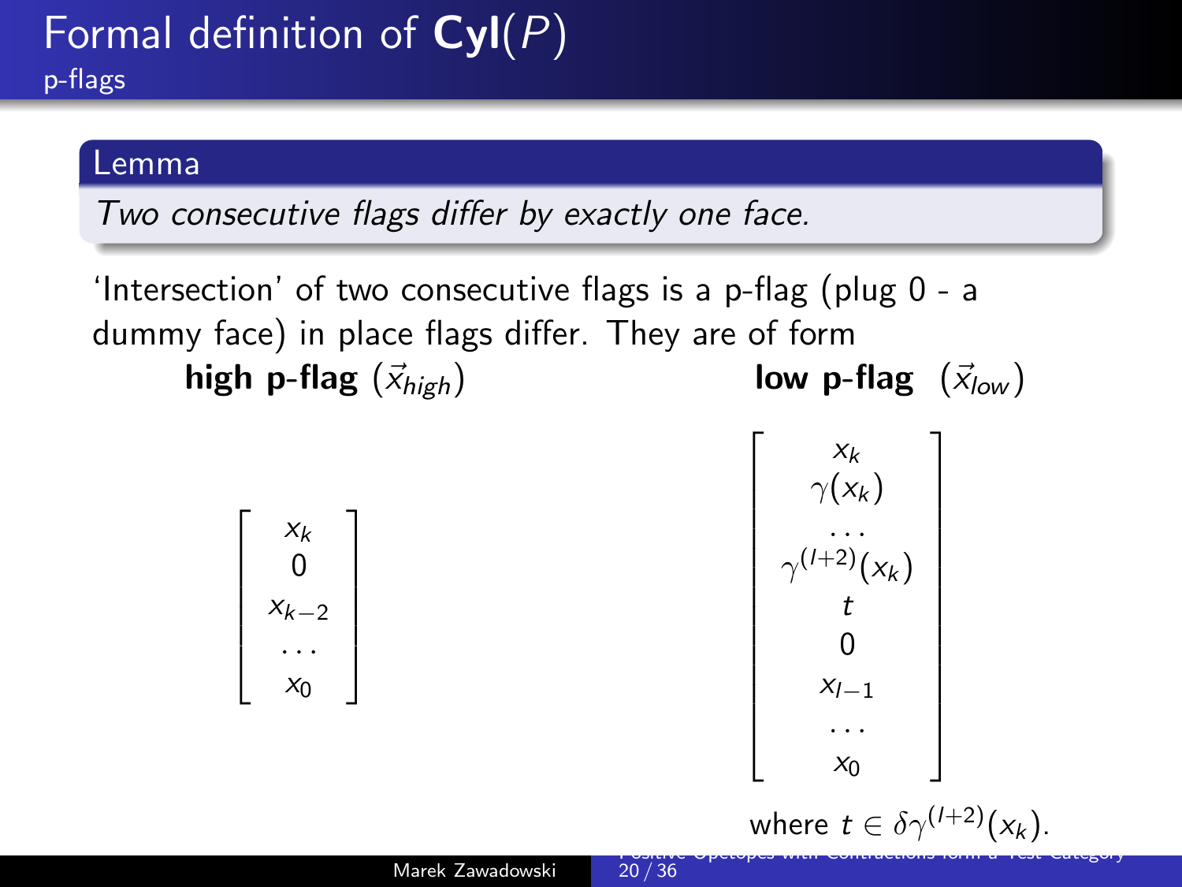# Formal definition of **Cyl**($P$)

## p-flags

**Lemma**

*Two consecutive flags differ by exactly one face.*

'Intersection' of two consecutive flags is a p-flag (plug 0 - a dummy face) in place flags differ. They are of form

**high p-flag** ($\vec{x}_{high}$)

$$\begin{bmatrix} x_k \\ 0 \\ x_{k-2} \\ \dots \\ x_0 \end{bmatrix}$$

**low p-flag** ($\vec{x}_{low}$)

$$\begin{bmatrix} x_k \\ \gamma(x_k) \\ \dots \\ \gamma^{(l+2)}(x_k) \\ t \\ 0 \\ x_{l-1} \\ \dots \\ x_0 \end{bmatrix}$$

where $t \in \delta\gamma^{(l+2)}(x_k)$.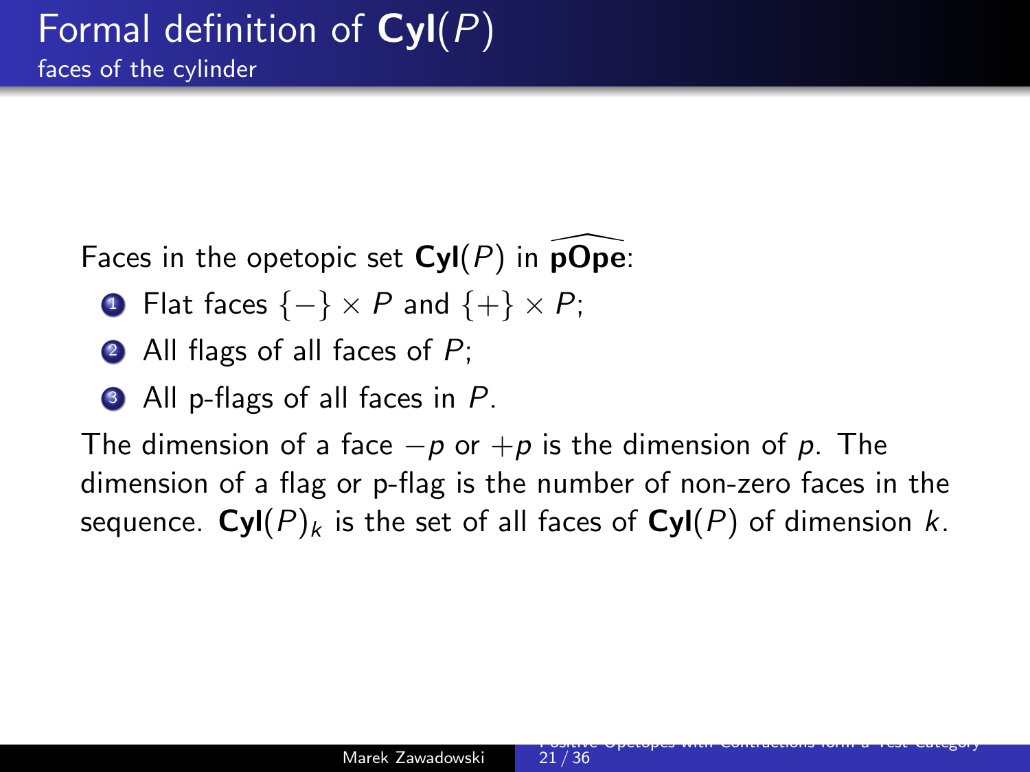# Formal definition of **Cyl**($P$)

## faces of the cylinder

Faces in the opetopic set **Cyl**($P$) in $\widehat{\mathbf{pOpe}}$:

1. Flat faces $\{-\} \times P$ and $\{+\} \times P$;
2. All flags of all faces of $P$;
3. All p-flags of all faces in $P$.

The dimension of a face $-p$ or $+p$ is the dimension of $p$. The dimension of a flag or p-flag is the number of non-zero faces in the sequence. $\mathbf{Cyl}(P)_k$ is the set of all faces of **Cyl**($P$) of dimension $k$.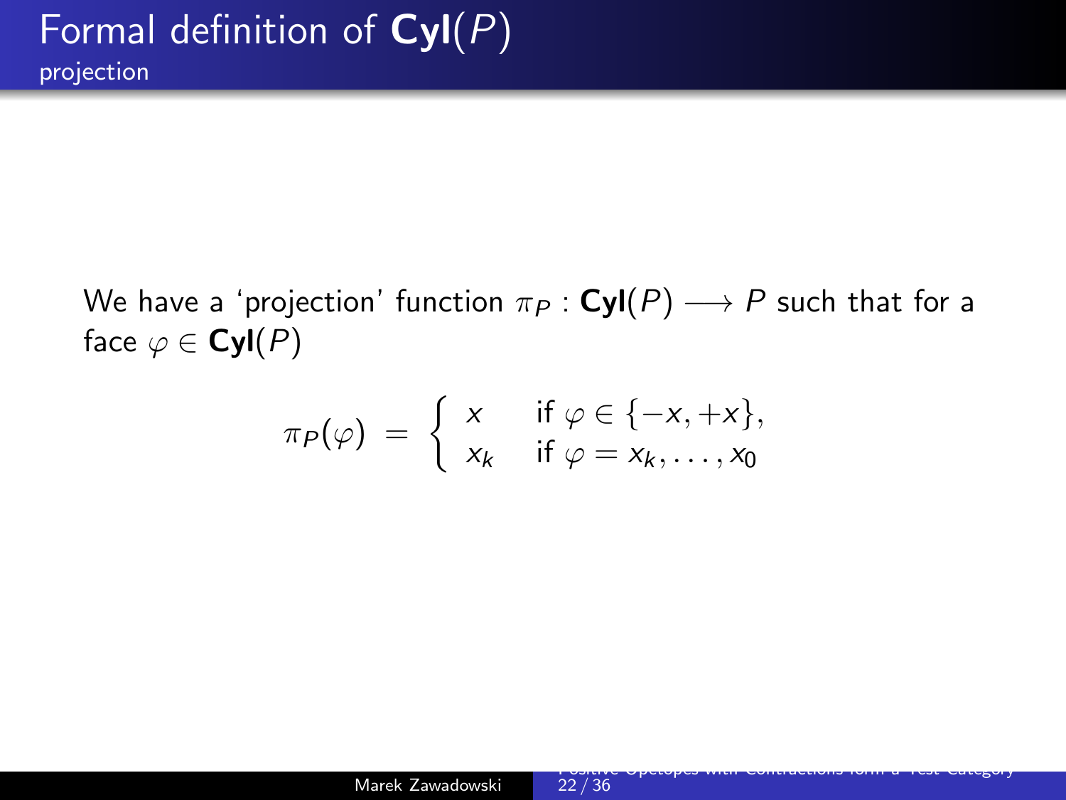# Formal definition of **Cyl**($P$)

## projection

We have a 'projection' function $\pi_P : \mathbf{Cyl}(P) \longrightarrow P$ such that for a face $\varphi \in \mathbf{Cyl}(P)$

$$\pi_P(\varphi) \; = \; \begin{cases} x & \text{if } \varphi \in \{-x, +x\}, \\ x_k & \text{if } \varphi = x_k, \ldots, x_0 \end{cases}$$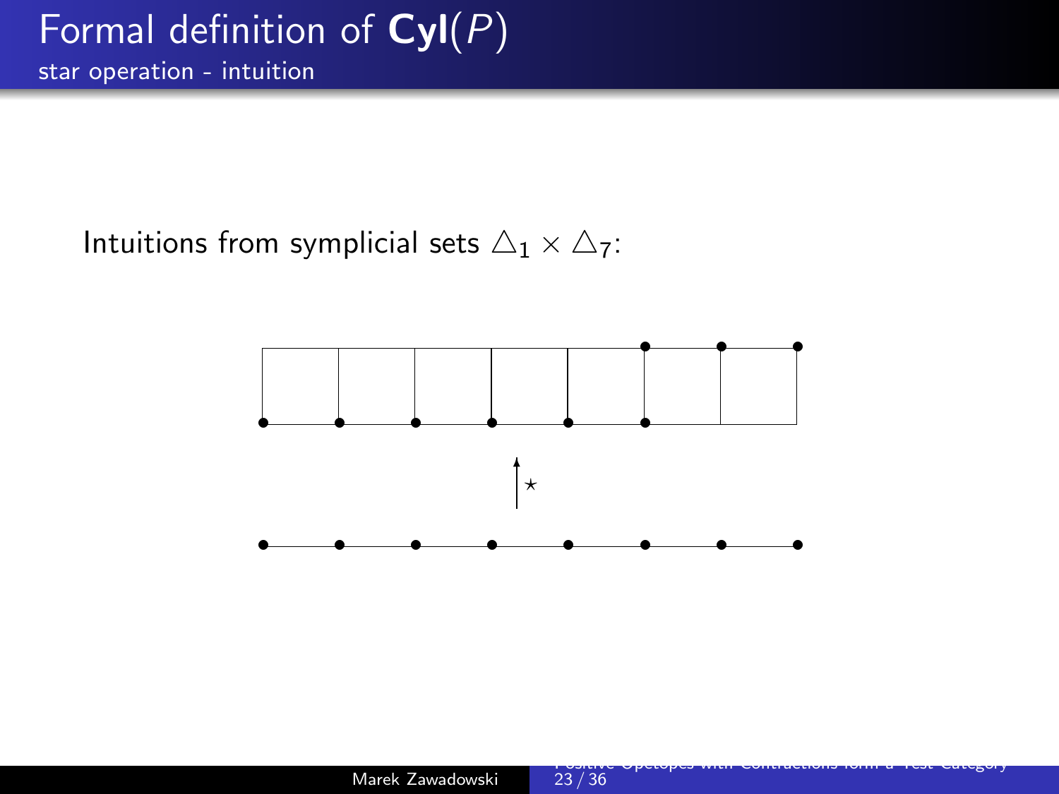# Formal definition of **Cyl**($P$)

## star operation - intuition

Intuitions from symplicial sets $\triangle_1 \times \triangle_7$:

$\star$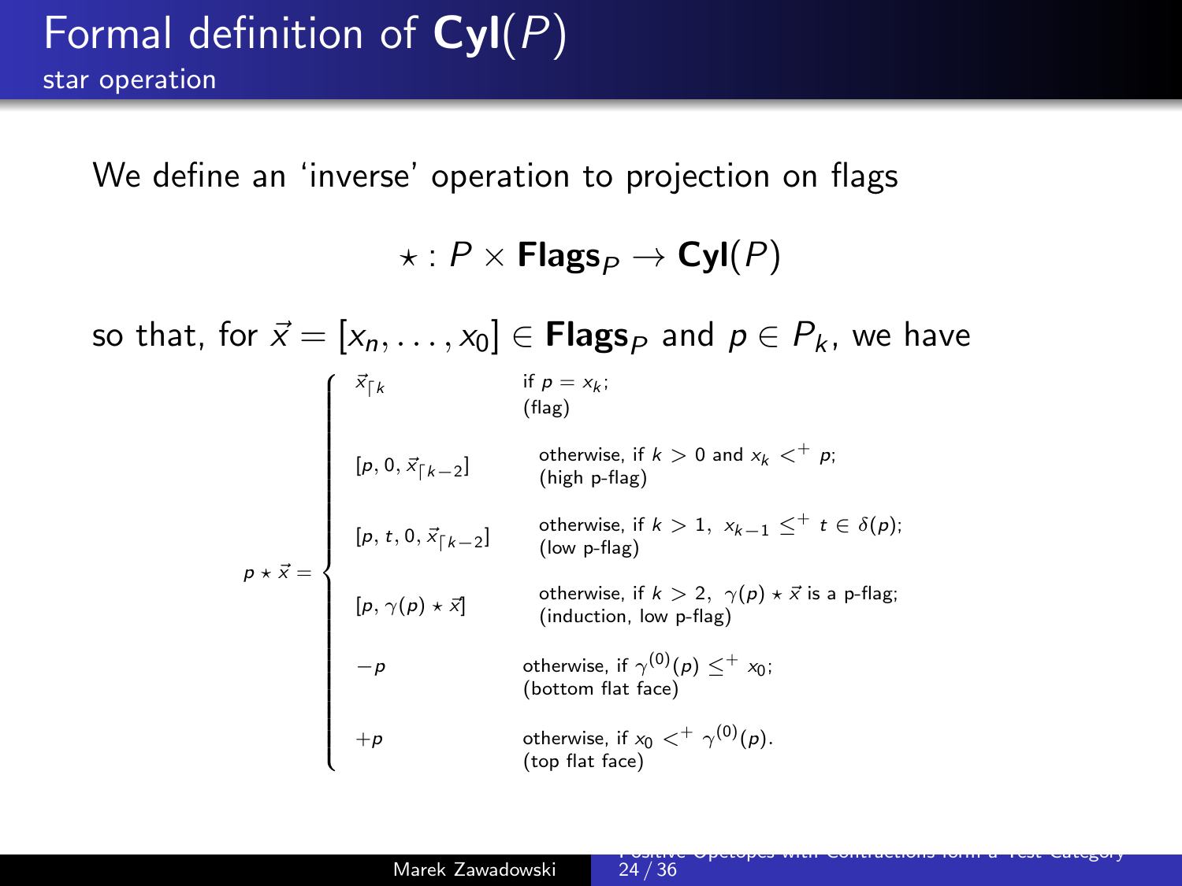# Formal definition of **Cyl**$(P)$

## star operation

We define an 'inverse' operation to projection on flags

$$\star : P \times \mathbf{Flags}_P \to \mathbf{Cyl}(P)$$

so that, for $\vec{x} = [x_n, \ldots, x_0] \in \mathbf{Flags}_P$ and $p \in P_k$, we have

$$p \star \vec{x} = \begin{cases} \vec{x}_{\lceil k} & \text{if } p = x_k; \\ & \text{(flag)} \\ [p, 0, \vec{x}_{\lceil k-2}] & \text{otherwise, if } k > 0 \text{ and } x_k <^+ p; \\ & \text{(high p-flag)} \\ [p, t, 0, \vec{x}_{\lceil k-2}] & \text{otherwise, if } k > 1,\ x_{k-1} \leq^+ t \in \delta(p); \\ & \text{(low p-flag)} \\ [p, \gamma(p) \star \vec{x}] & \text{otherwise, if } k > 2,\ \gamma(p) \star \vec{x} \text{ is a p-flag;} \\ & \text{(induction, low p-flag)} \\ -p & \text{otherwise, if } \gamma^{(0)}(p) \leq^+ x_0; \\ & \text{(bottom flat face)} \\ +p & \text{otherwise, if } x_0 <^+ \gamma^{(0)}(p). \\ & \text{(top flat face)} \end{cases}$$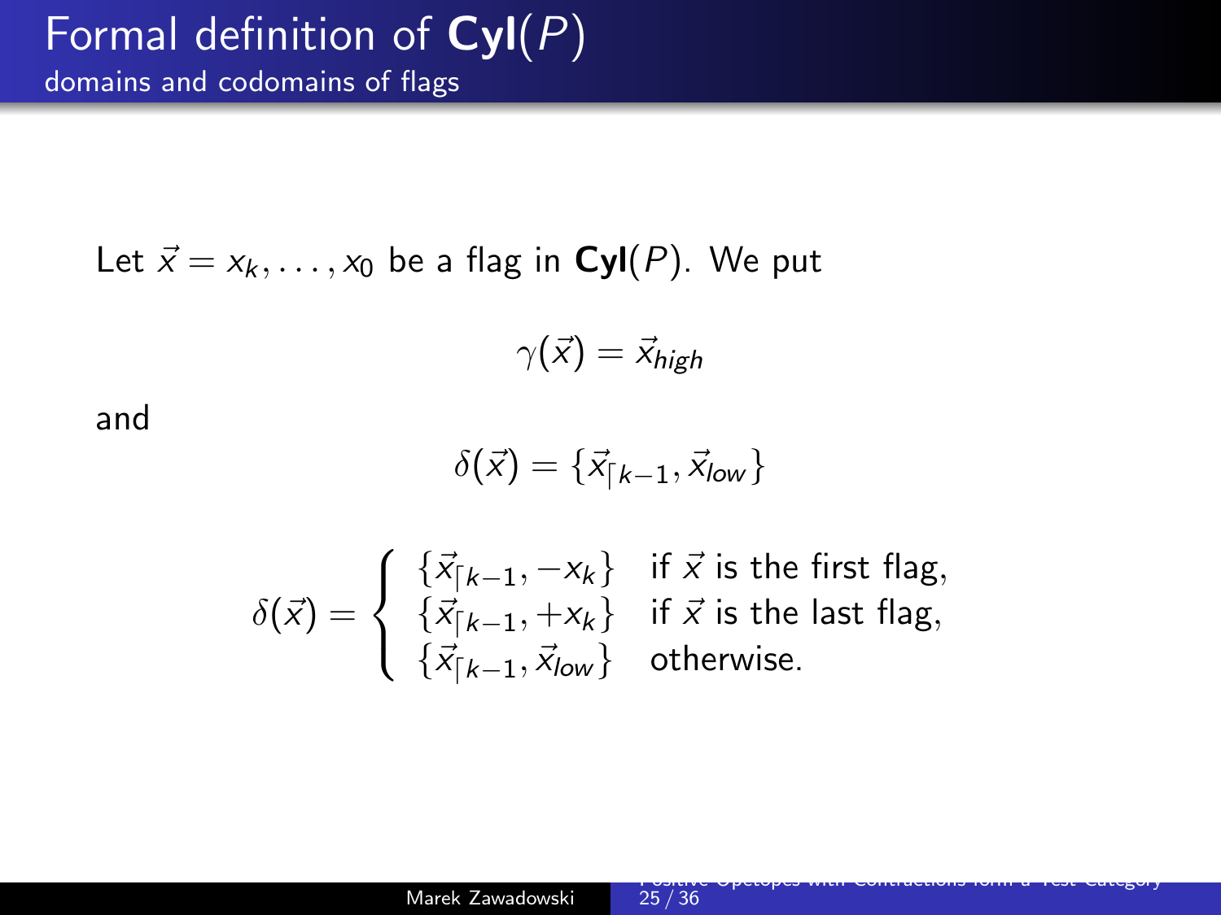# Formal definition of **Cyl**$(P)$

## domains and codomains of flags

Let $\vec{x} = x_k, \ldots, x_0$ be a flag in **Cyl**$(P)$. We put

$$\gamma(\vec{x}) = \vec{x}_{high}$$

and

$$\delta(\vec{x}) = \{\vec{x}_{\lceil k-1}, \vec{x}_{low}\}$$

$$\delta(\vec{x}) = \begin{cases} \{\vec{x}_{\lceil k-1}, -x_k\} & \text{if } \vec{x} \text{ is the first flag,} \\ \{\vec{x}_{\lceil k-1}, +x_k\} & \text{if } \vec{x} \text{ is the last flag,} \\ \{\vec{x}_{\lceil k-1}, \vec{x}_{low}\} & \text{otherwise.} \end{cases}$$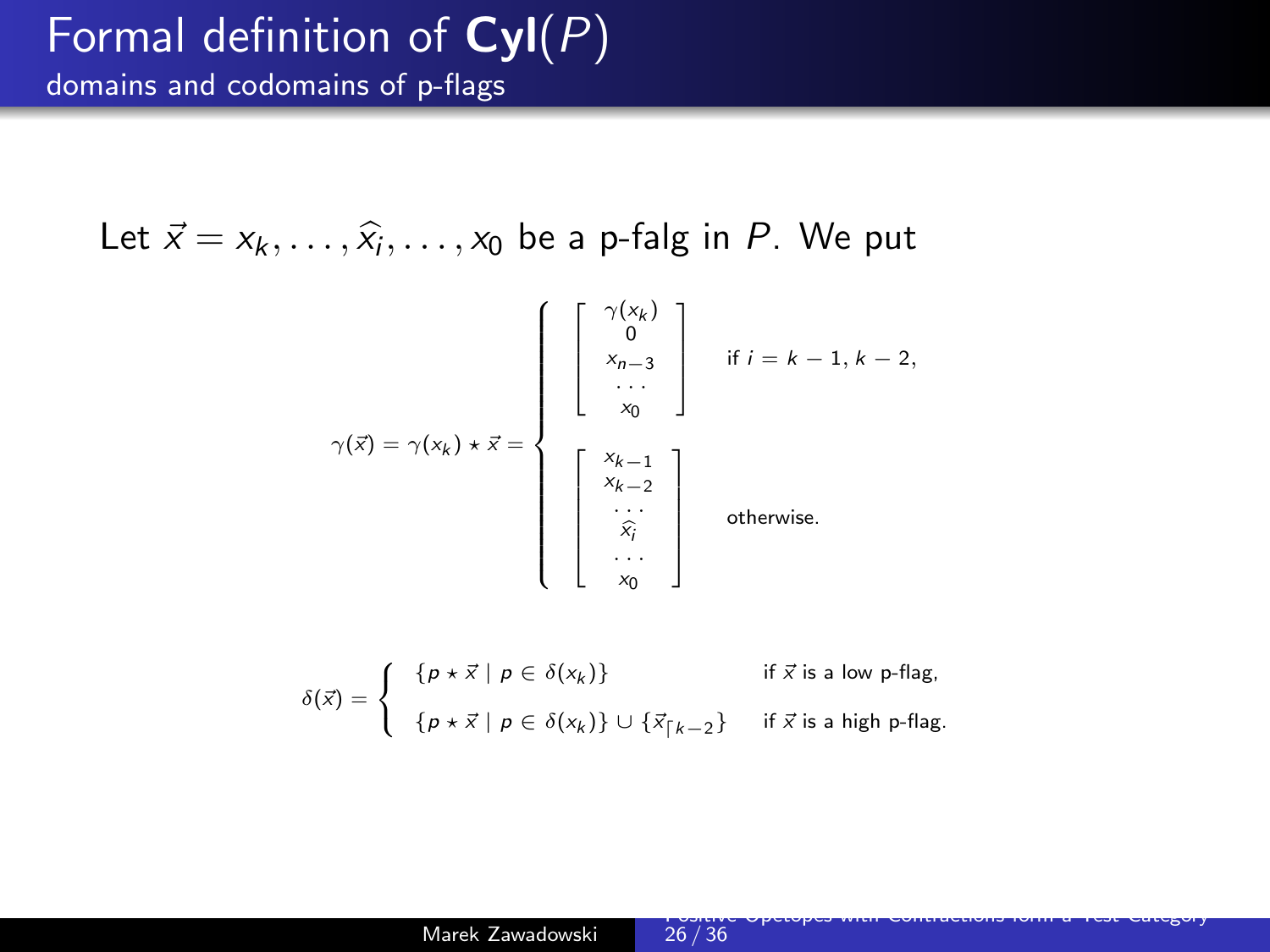# Formal definition of **Cyl**($P$)

## domains and codomains of p-flags

Let $\vec{x} = x_k, \ldots, \widehat{x_i}, \ldots, x_0$ be a p-falg in $P$. We put

$$
\gamma(\vec{x}) = \gamma(x_k) \star \vec{x} = \begin{cases} \begin{bmatrix} \gamma(x_k) \\ 0 \\ x_{n-3} \\ \cdots \\ x_0 \end{bmatrix} & \text{if } i = k-1, k-2, \\ \begin{bmatrix} x_{k-1} \\ x_{k-2} \\ \cdots \\ \widehat{x_i} \\ \cdots \\ x_0 \end{bmatrix} & \text{otherwise.} \end{cases}
$$

$$
\delta(\vec{x}) = \begin{cases} \{ p \star \vec{x} \mid p \in \delta(x_k) \} & \text{if } \vec{x} \text{ is a low p-flag,} \\ \{ p \star \vec{x} \mid p \in \delta(x_k) \} \cup \{ \vec{x}_{\lceil k-2} \} & \text{if } \vec{x} \text{ is a high p-flag.} \end{cases}
$$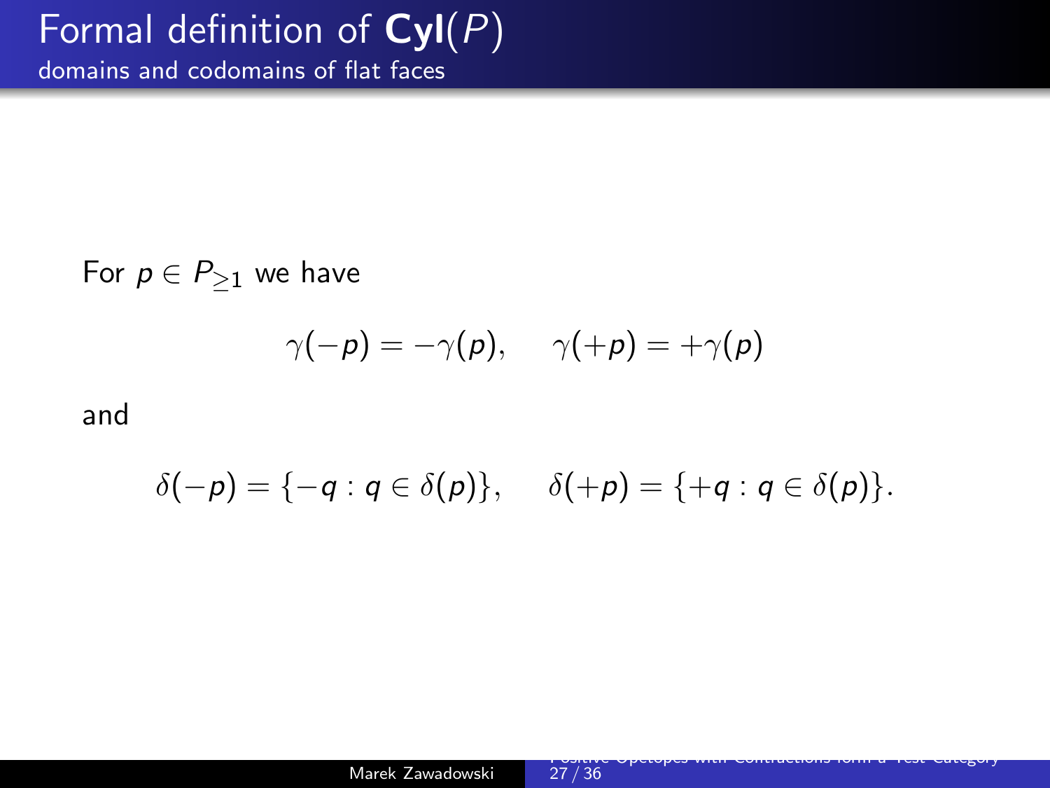# Formal definition of **Cyl**$(P)$

## domains and codomains of flat faces

For $p \in P_{\geq 1}$ we have

$$\gamma(-p) = -\gamma(p), \quad \gamma(+p) = +\gamma(p)$$

and

$$\delta(-p) = \{-q : q \in \delta(p)\}, \quad \delta(+p) = \{+q : q \in \delta(p)\}.$$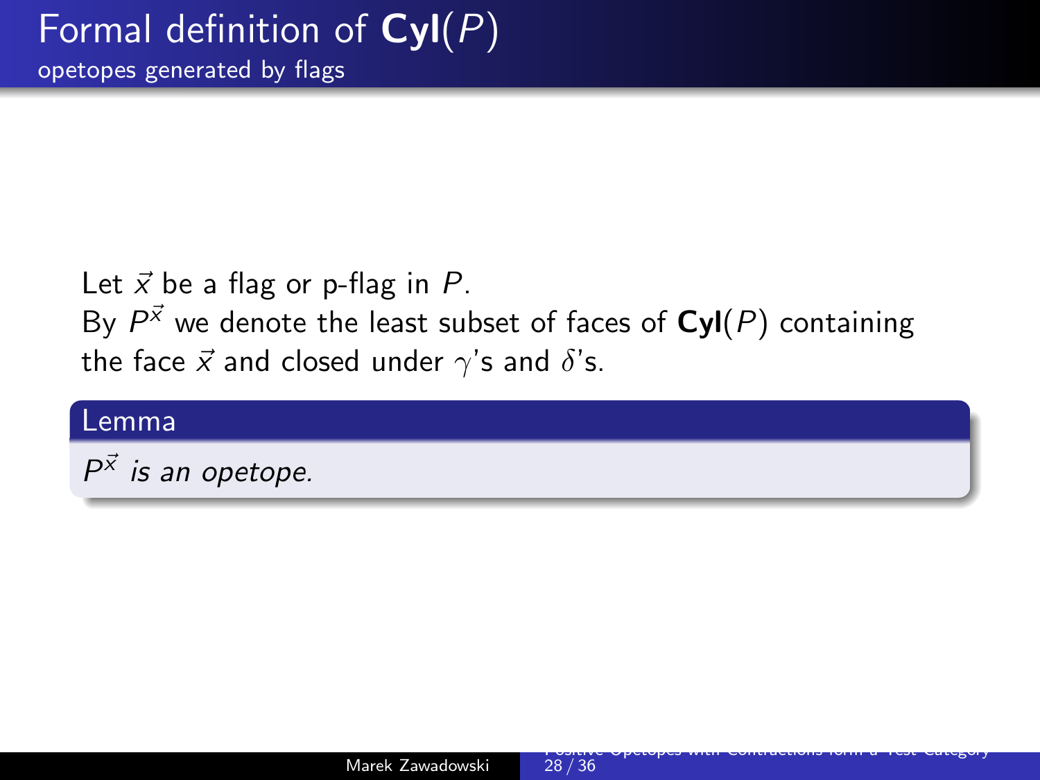# Formal definition of **Cyl**($P$)

## opetopes generated by flags

Let $\vec{x}$ be a flag or p-flag in $P$.
By $P^{\vec{x}}$ we denote the least subset of faces of **Cyl**($P$) containing the face $\vec{x}$ and closed under $\gamma$'s and $\delta$'s.

**Lemma**

*$P^{\vec{x}}$ is an opetope.*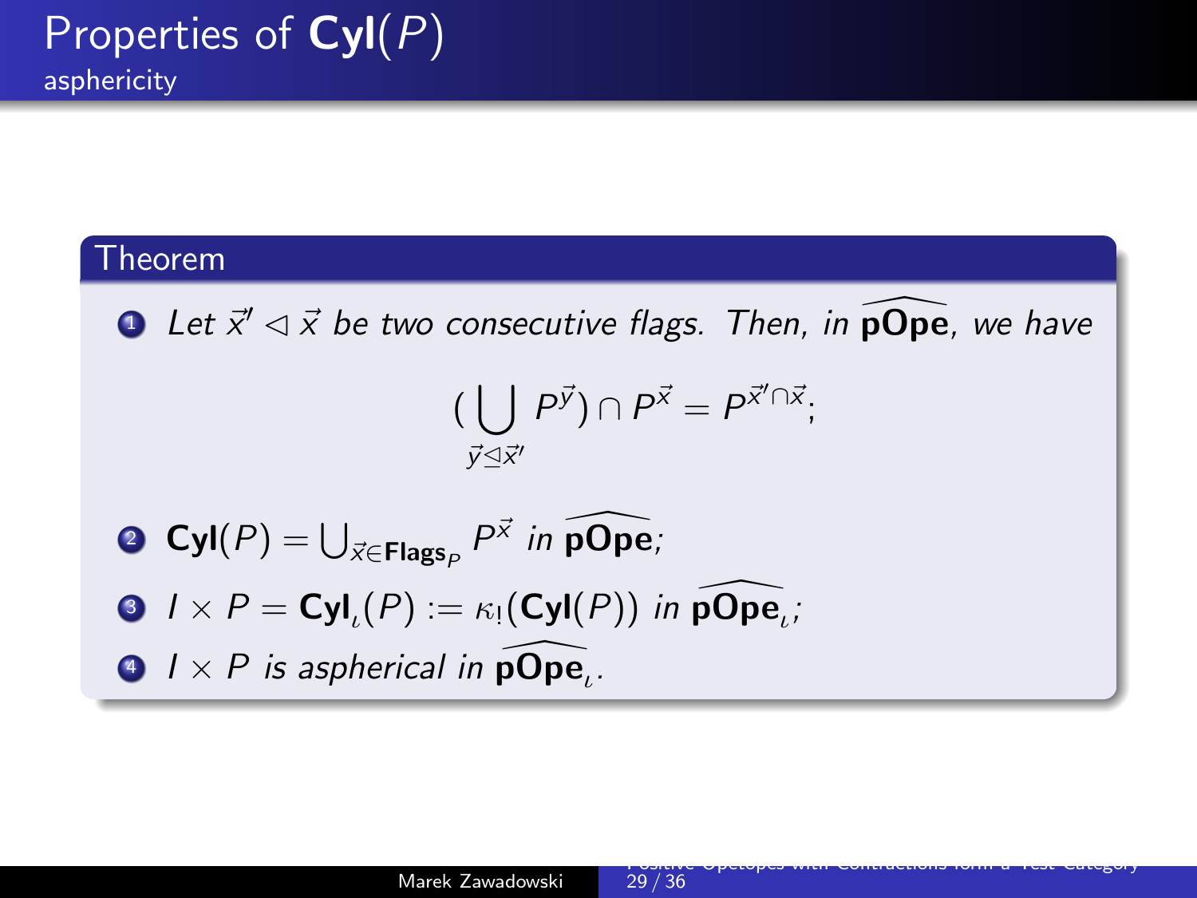# Properties of $\mathbf{Cyl}(P)$

## asphericity

**Theorem**

1. *Let $\vec{x}' \lhd \vec{x}$ be two consecutive flags. Then, in $\widehat{\mathbf{pOpe}}$, we have*

$$(\bigcup_{\vec{y} \unlhd \vec{x}'} P^{\vec{y}}) \cap P^{\vec{x}} = P^{\vec{x}' \cap \vec{x}};$$

2. $\mathbf{Cyl}(P) = \bigcup_{\vec{x} \in \mathbf{Flags}_P} P^{\vec{x}}$ *in* $\widehat{\mathbf{pOpe}}$*;*
3. $I \times P = \mathbf{Cyl}_\iota(P) := \kappa_!(\mathbf{Cyl}(P))$ *in* $\widehat{\mathbf{pOpe}_\iota}$*;*
4. $I \times P$ *is aspherical in* $\widehat{\mathbf{pOpe}_\iota}$*.*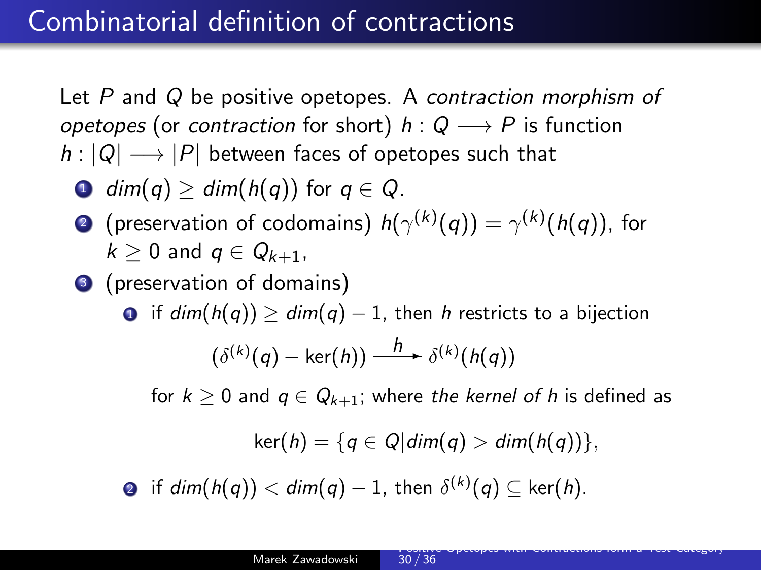# Combinatorial definition of contractions

Let $P$ and $Q$ be positive opetopes. A *contraction morphism of opetopes* (or *contraction* for short) $h : Q \longrightarrow P$ is function $h : |Q| \longrightarrow |P|$ between faces of opetopes such that

1. $dim(q) \geq dim(h(q))$ for $q \in Q$.
2. (preservation of codomains) $h(\gamma^{(k)}(q)) = \gamma^{(k)}(h(q))$, for $k \geq 0$ and $q \in Q_{k+1}$,
3. (preservation of domains)
    1. if $dim(h(q)) \geq dim(q) - 1$, then $h$ restricts to a bijection

       $$(\delta^{(k)}(q) - \ker(h)) \xrightarrow{h} \delta^{(k)}(h(q))$$

       for $k \geq 0$ and $q \in Q_{k+1}$; where *the kernel of* $h$ is defined as

       $$\ker(h) = \{q \in Q | dim(q) > dim(h(q))\},$$

    2. if $dim(h(q)) < dim(q) - 1$, then $\delta^{(k)}(q) \subseteq \ker(h)$.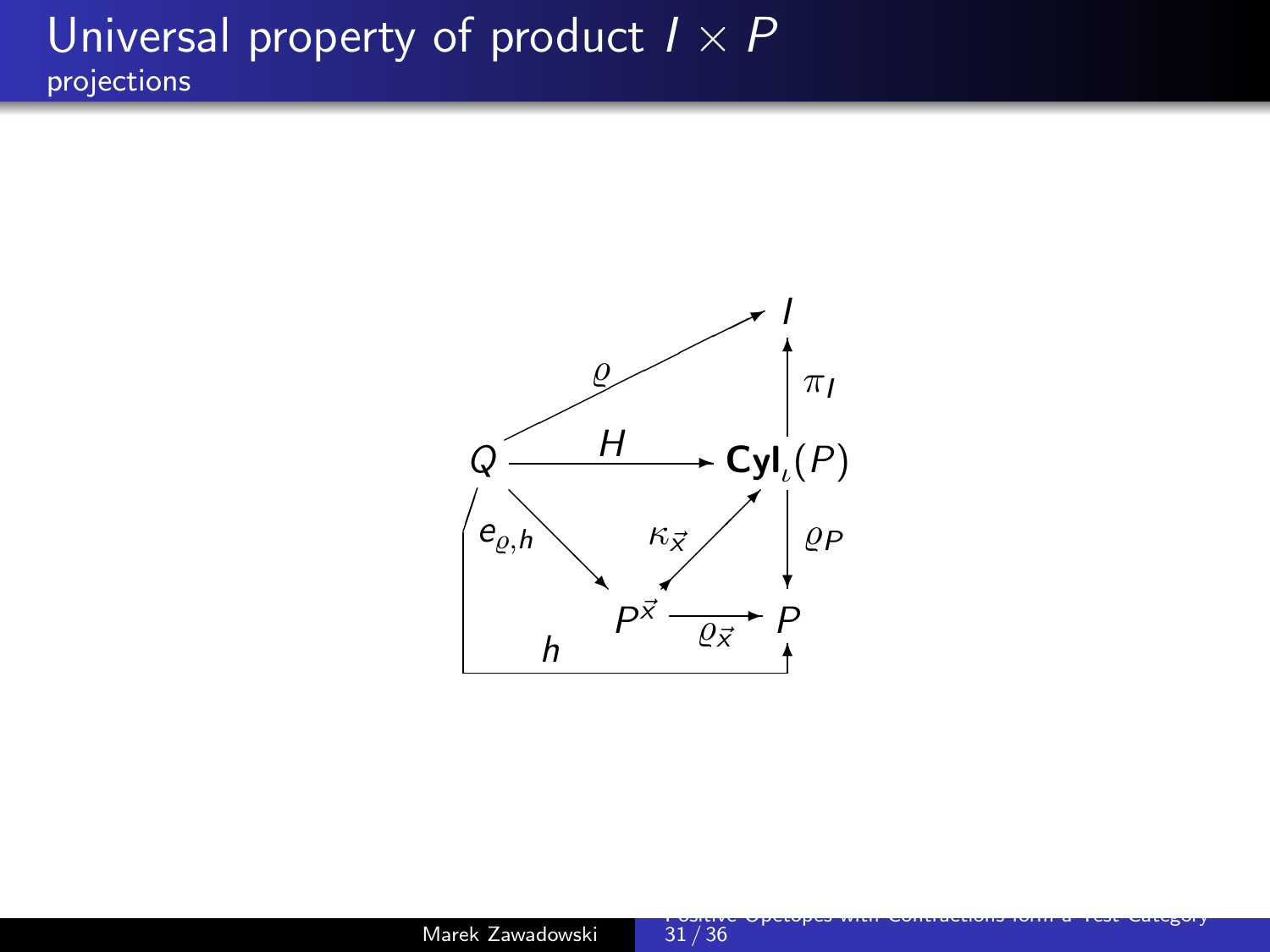# Universal property of product $I \times P$

## projections

$$
\begin{array}{ccccc}
 & & & & I \\
 & & \nearrow^{\varrho} & & \uparrow{\scriptstyle \pi_I} \\
Q & & \xrightarrow{\quad H \quad} & & \mathbf{Cyl}_{\iota}(P) \\
 & \searrow^{e_{\varrho,h}} & & \nearrow^{\kappa_{\vec{x}}} & \downarrow{\scriptstyle \varrho_P} \\
 & & P^{\vec{x}} & \xrightarrow{\varrho_{\vec{x}}} & P
\end{array}
$$

$$
h : Q \to P
$$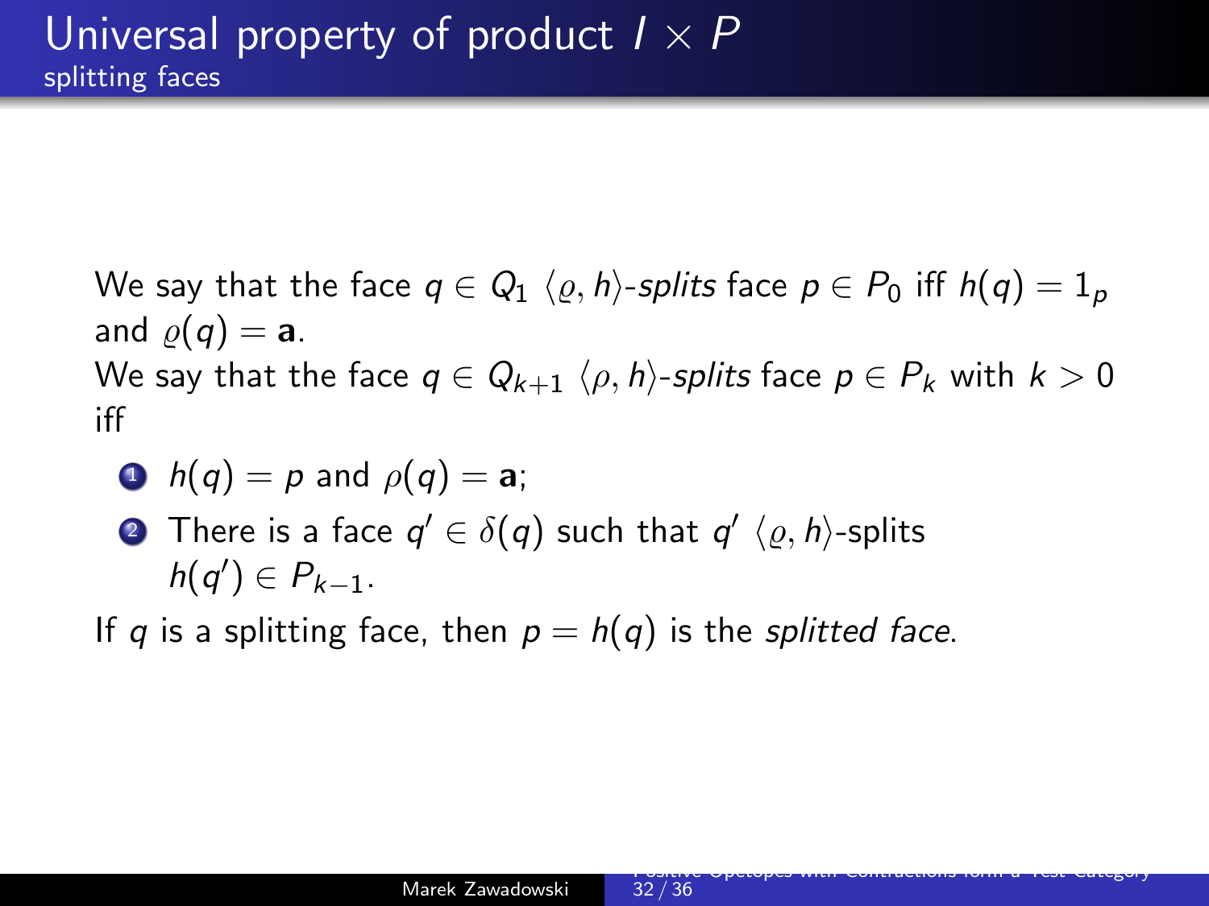## Universal property of product $I \times P$

### splitting faces

We say that the face $q \in Q_1$ $\langle \varrho, h \rangle$-*splits* face $p \in P_0$ iff $h(q) = 1_p$ and $\varrho(q) = \mathbf{a}$.

We say that the face $q \in Q_{k+1}$ $\langle \rho, h \rangle$-*splits* face $p \in P_k$ with $k > 0$ iff

1. $h(q) = p$ and $\rho(q) = \mathbf{a}$;
2. There is a face $q' \in \delta(q)$ such that $q'$ $\langle \varrho, h \rangle$-splits $h(q') \in P_{k-1}$.

If $q$ is a splitting face, then $p = h(q)$ is the *splitted face*.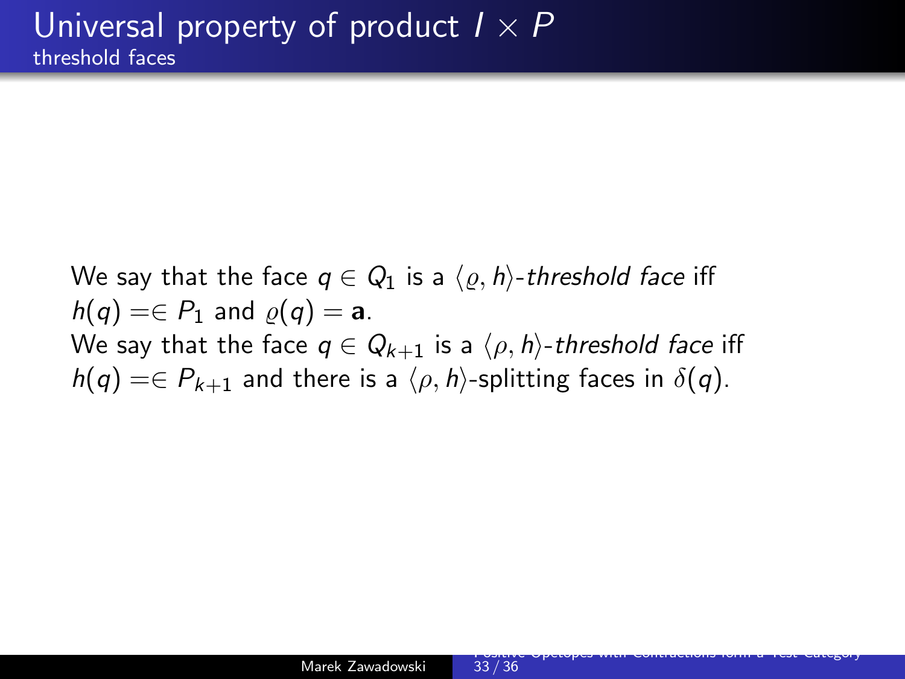# Universal property of product $I \times P$

## threshold faces

We say that the face $q \in Q_1$ is a $\langle \varrho, h \rangle$-*threshold face* iff $h(q) =\in P_1$ and $\varrho(q) = \mathbf{a}$.
We say that the face $q \in Q_{k+1}$ is a $\langle \rho, h \rangle$-*threshold face* iff $h(q) =\in P_{k+1}$ and there is a $\langle \rho, h \rangle$-splitting faces in $\delta(q)$.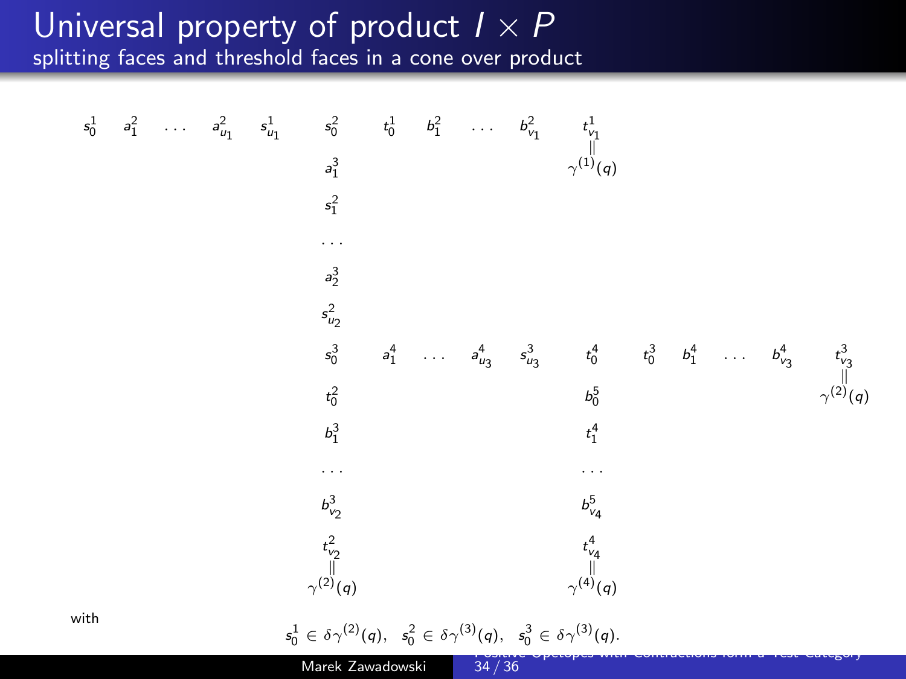# Universal property of product $I \times P$

## splitting faces and threshold faces in a cone over product

$$
\begin{array}{ccccccccccccccccc}
s^1_0 & a^2_1 & \dots & a^2_{u_1} & s^1_{u_1} & s^2_0 & t^1_0 & b^2_1 & \dots & b^2_{v_1} & t^1_{v_1} & & & & & \\
 & & & & & a^3_1 & & & & & \| & & & & & \\
 & & & & & s^2_1 & & & & & \gamma^{(1)}(q) & & & & & \\
 & & & & & \dots & & & & & & & & & & \\
 & & & & & a^3_2 & & & & & & & & & & \\
 & & & & & s^2_{u_2} & & & & & & & & & & \\
 & & & & & s^3_0 & a^4_1 & \dots & a^4_{u_3} & s^3_{u_3} & t^4_0 & t^3_0 & b^4_1 & \dots & b^4_{v_3} & t^3_{v_3} \\
 & & & & & t^2_0 & & & & & b^5_0 & & & & & \| \\
 & & & & & b^3_1 & & & & & t^4_1 & & & & & \gamma^{(2)}(q) \\
 & & & & & \dots & & & & & \dots & & & & & \\
 & & & & & b^3_{v_2} & & & & & b^5_{v_4} & & & & & \\
 & & & & & t^2_{v_2} & & & & & t^4_{v_4} & & & & & \\
 & & & & & \| & & & & & \| & & & & & \\
 & & & & & \gamma^{(2)}(q) & & & & & \gamma^{(4)}(q) & & & & &
\end{array}
$$

with

$$s^1_0 \in \delta\gamma^{(2)}(q), \quad s^2_0 \in \delta\gamma^{(3)}(q), \quad s^3_0 \in \delta\gamma^{(3)}(q).$$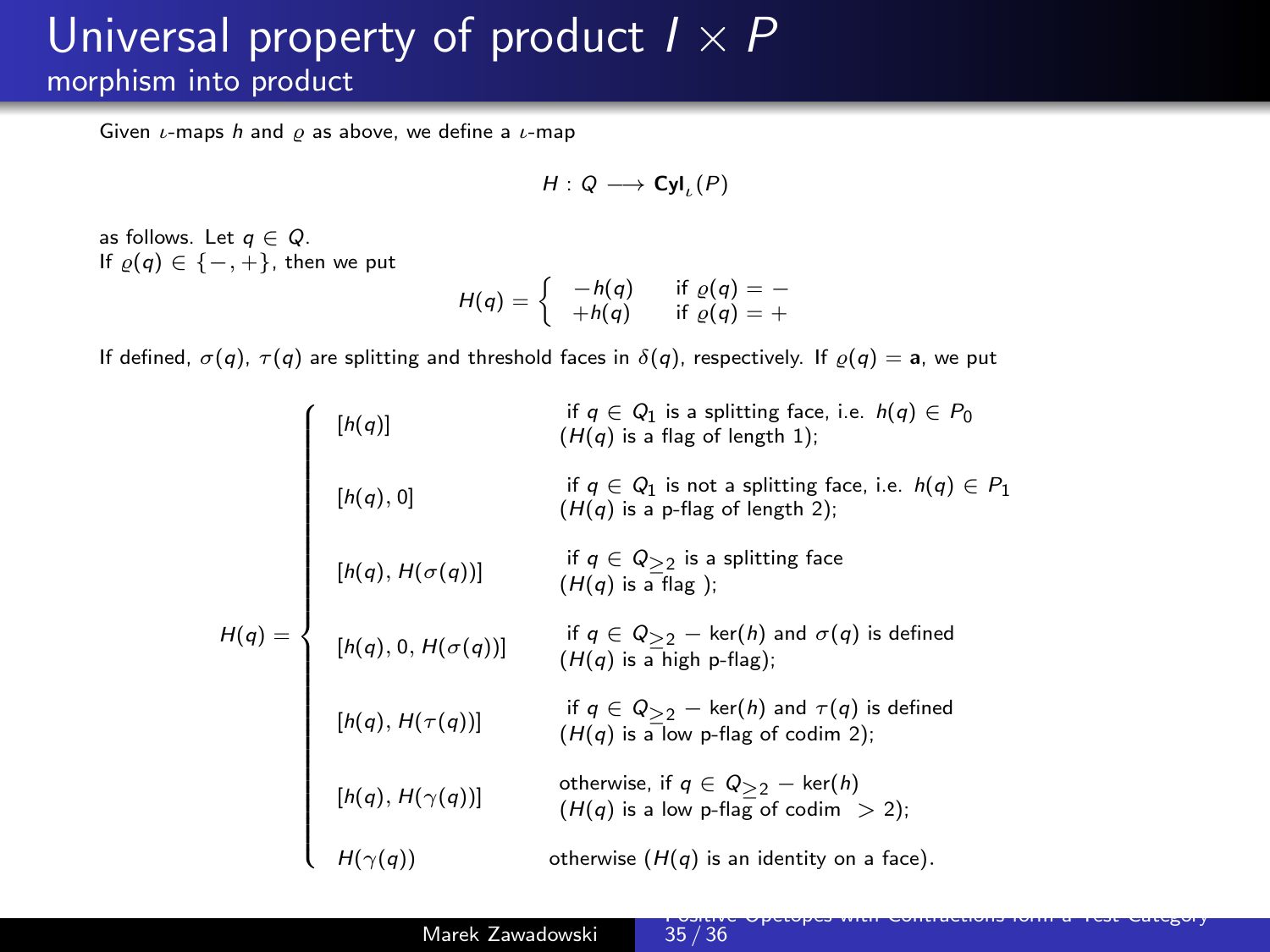# Universal property of product $I \times P$

## morphism into product

Given $\iota$-maps $h$ and $\varrho$ as above, we define a $\iota$-map

$$H : Q \longrightarrow \mathbf{Cyl}_\iota(P)$$

as follows. Let $q \in Q$.
If $\varrho(q) \in \{-, +\}$, then we put

$$H(q) = \begin{cases} -h(q) & \text{if } \varrho(q) = - \\ +h(q) & \text{if } \varrho(q) = + \end{cases}$$

If defined, $\sigma(q)$, $\tau(q)$ are splitting and threshold faces in $\delta(q)$, respectively. If $\varrho(q) = \mathbf{a}$, we put

$$H(q) = \begin{cases} [h(q)] & \text{if } q \in Q_1 \text{ is a splitting face, i.e. } h(q) \in P_0 \ (H(q) \text{ is a flag of length 1}); \\ [h(q), 0] & \text{if } q \in Q_1 \text{ is not a splitting face, i.e. } h(q) \in P_1 \ (H(q) \text{ is a p-flag of length 2}); \\ [h(q), H(\sigma(q))] & \text{if } q \in Q_{\geq 2} \text{ is a splitting face } (H(q) \text{ is a flag }); \\ [h(q), 0, H(\sigma(q))] & \text{if } q \in Q_{\geq 2} - \ker(h) \text{ and } \sigma(q) \text{ is defined } (H(q) \text{ is a high p-flag}); \\ [h(q), H(\tau(q))] & \text{if } q \in Q_{\geq 2} - \ker(h) \text{ and } \tau(q) \text{ is defined } (H(q) \text{ is a low p-flag of codim 2}); \\ [h(q), H(\gamma(q))] & \text{otherwise, if } q \in Q_{\geq 2} - \ker(h) \ (H(q) \text{ is a low p-flag of codim } > 2); \\ H(\gamma(q)) & \text{otherwise } (H(q) \text{ is an identity on a face}). \end{cases}$$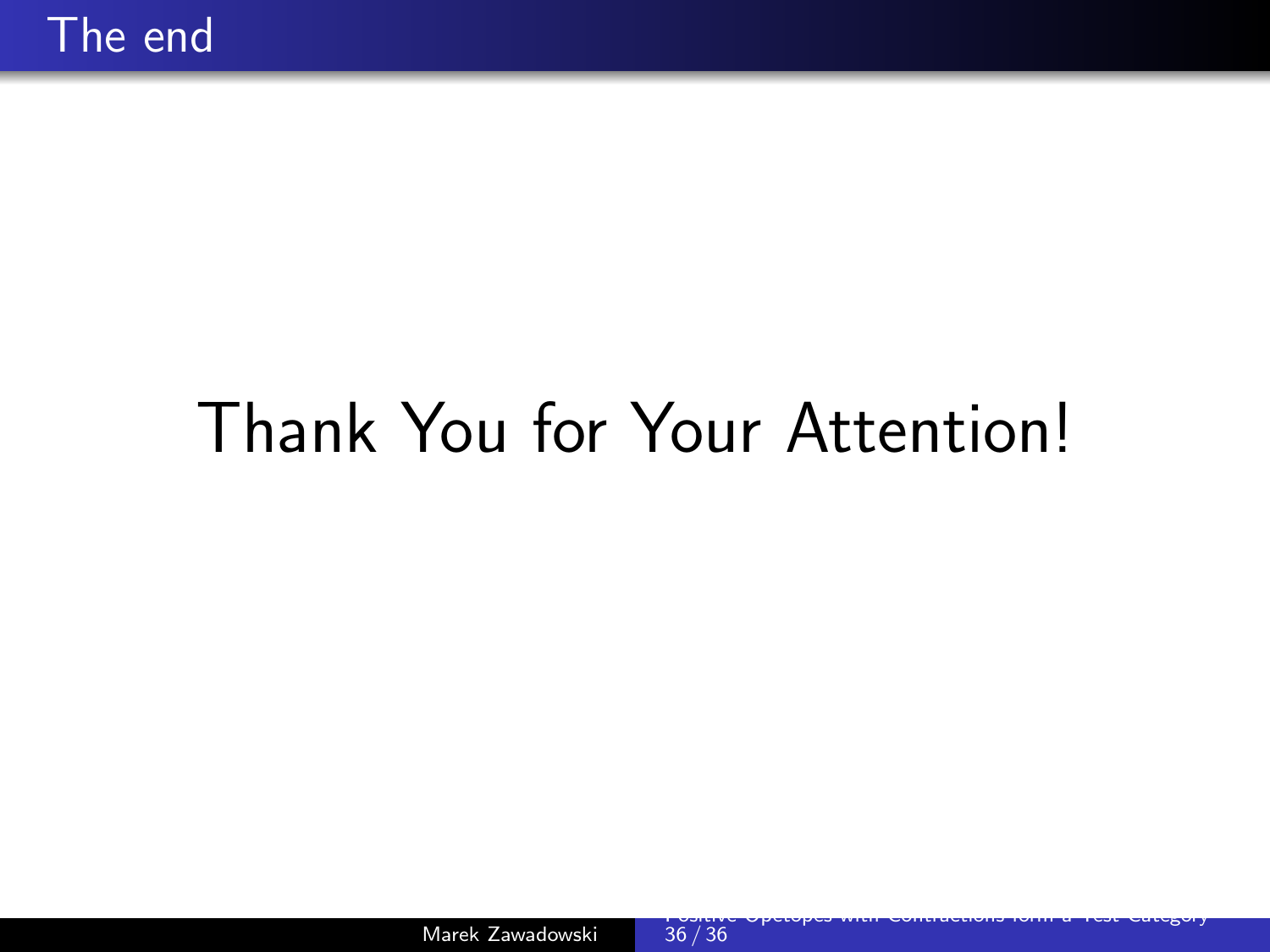# The end

Thank You for Your Attention!